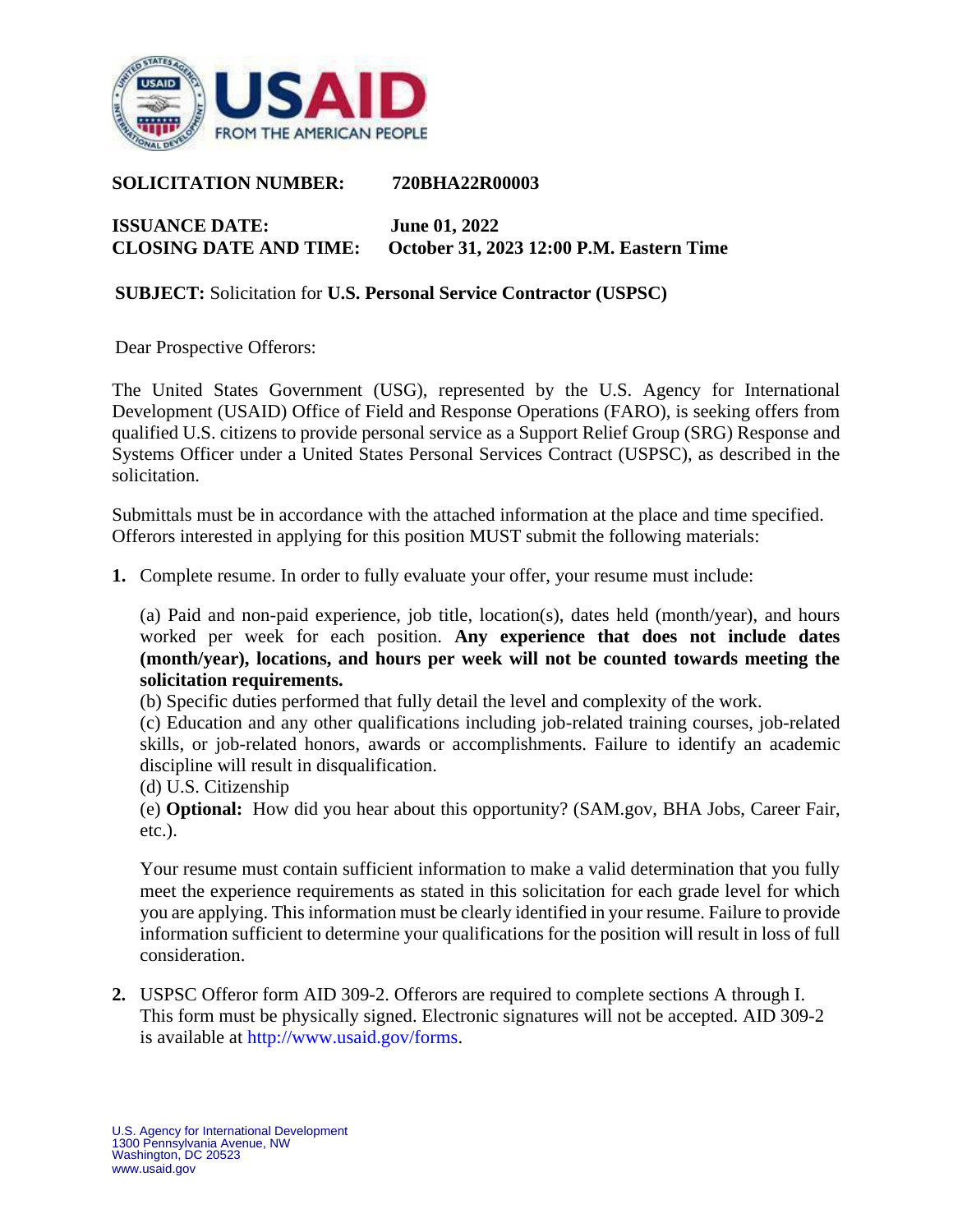**SOLICITATION NUMBER:** **720BHA22R00003**

**ISSUANCE DATE:** **June 01, 2022**
**CLOSING DATE AND TIME:** **October 31, 2023 12:00 P.M. Eastern Time**

**SUBJECT:** Solicitation for **U.S. Personal Service Contractor (USPSC)**

Dear Prospective Offerors:

The United States Government (USG), represented by the U.S. Agency for International Development (USAID) Office of Field and Response Operations (FARO), is seeking offers from qualified U.S. citizens to provide personal service as a Support Relief Group (SRG) Response and Systems Officer under a United States Personal Services Contract (USPSC), as described in the solicitation.

Submittals must be in accordance with the attached information at the place and time specified. Offerors interested in applying for this position MUST submit the following materials:

1. Complete resume. In order to fully evaluate your offer, your resume must include:

   (a) Paid and non-paid experience, job title, location(s), dates held (month/year), and hours worked per week for each position. **Any experience that does not include dates (month/year), locations, and hours per week will not be counted towards meeting the solicitation requirements.**
   (b) Specific duties performed that fully detail the level and complexity of the work.
   (c) Education and any other qualifications including job-related training courses, job-related skills, or job-related honors, awards or accomplishments. Failure to identify an academic discipline will result in disqualification.
   (d) U.S. Citizenship
   (e) **Optional:** How did you hear about this opportunity? (SAM.gov, BHA Jobs, Career Fair, etc.).

   Your resume must contain sufficient information to make a valid determination that you fully meet the experience requirements as stated in this solicitation for each grade level for which you are applying. This information must be clearly identified in your resume. Failure to provide information sufficient to determine your qualifications for the position will result in loss of full consideration.

2. USPSC Offeror form AID 309-2. Offerors are required to complete sections A through I. This form must be physically signed. Electronic signatures will not be accepted. AID 309-2 is available at http://www.usaid.gov/forms.

U.S. Agency for International Development
1300 Pennsylvania Avenue, NW
Washington, DC 20523
www.usaid.gov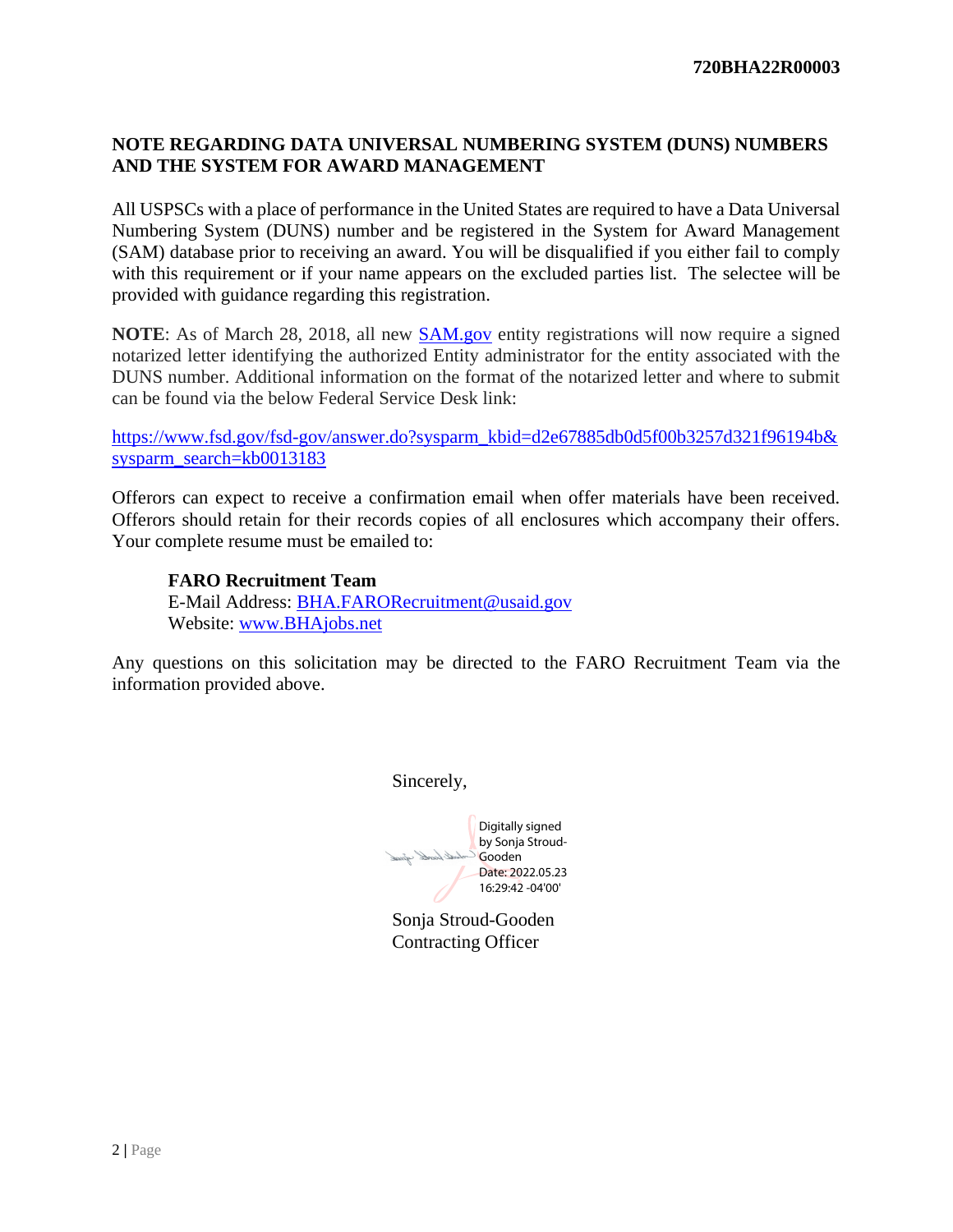## NOTE REGARDING DATA UNIVERSAL NUMBERING SYSTEM (DUNS) NUMBERS AND THE SYSTEM FOR AWARD MANAGEMENT

All USPSCs with a place of performance in the United States are required to have a Data Universal Numbering System (DUNS) number and be registered in the System for Award Management (SAM) database prior to receiving an award. You will be disqualified if you either fail to comply with this requirement or if your name appears on the excluded parties list. The selectee will be provided with guidance regarding this registration.

**NOTE**: As of March 28, 2018, all new SAM.gov entity registrations will now require a signed notarized letter identifying the authorized Entity administrator for the entity associated with the DUNS number. Additional information on the format of the notarized letter and where to submit can be found via the below Federal Service Desk link:

https://www.fsd.gov/fsd-gov/answer.do?sysparm_kbid=d2e67885db0d5f00b3257d321f96194b&sysparm_search=kb0013183

Offerors can expect to receive a confirmation email when offer materials have been received. Offerors should retain for their records copies of all enclosures which accompany their offers. Your complete resume must be emailed to:

> **FARO Recruitment Team**
> E-Mail Address: BHA.FARORecruitment@usaid.gov
> Website: www.BHAjobs.net

Any questions on this solicitation may be directed to the FARO Recruitment Team via the information provided above.

Sincerely,

Digitally signed by Sonja Stroud-Gooden
Date: 2022.05.23 16:29:42 -04'00'

Sonja Stroud-Gooden
Contracting Officer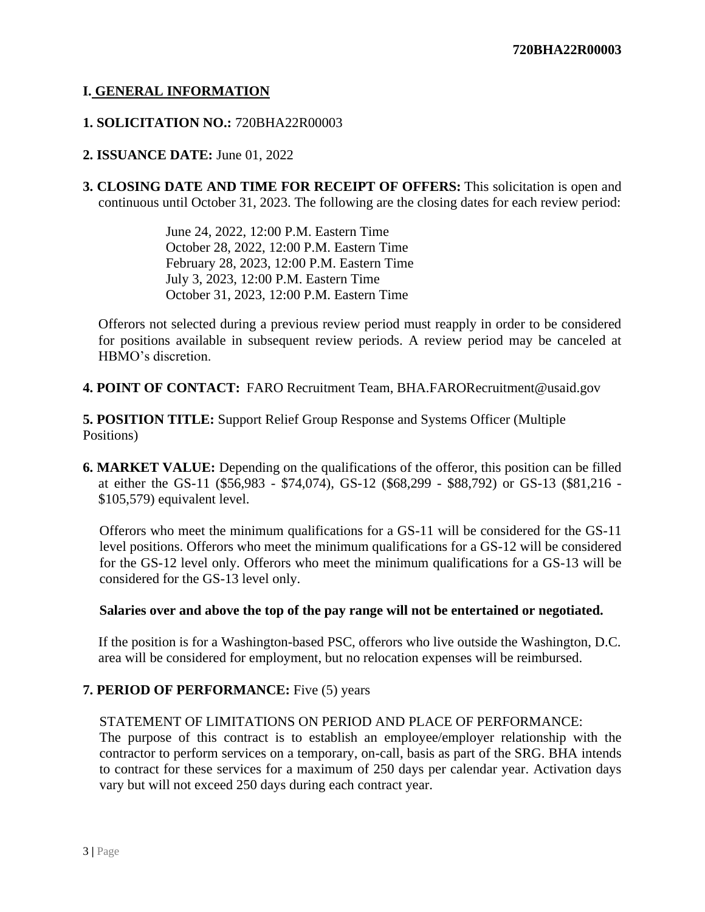## I. GENERAL INFORMATION

**1. SOLICITATION NO.:** 720BHA22R00003

**2. ISSUANCE DATE:** June 01, 2022

**3. CLOSING DATE AND TIME FOR RECEIPT OF OFFERS:** This solicitation is open and continuous until October 31, 2023. The following are the closing dates for each review period:

June 24, 2022, 12:00 P.M. Eastern Time
October 28, 2022, 12:00 P.M. Eastern Time
February 28, 2023, 12:00 P.M. Eastern Time
July 3, 2023, 12:00 P.M. Eastern Time
October 31, 2023, 12:00 P.M. Eastern Time

Offerors not selected during a previous review period must reapply in order to be considered for positions available in subsequent review periods. A review period may be canceled at HBMO's discretion.

**4. POINT OF CONTACT:** FARO Recruitment Team, BHA.FARORecruitment@usaid.gov

**5. POSITION TITLE:** Support Relief Group Response and Systems Officer (Multiple Positions)

**6. MARKET VALUE:** Depending on the qualifications of the offeror, this position can be filled at either the GS-11 ($56,983 - $74,074), GS-12 ($68,299 - $88,792) or GS-13 ($81,216 - $105,579) equivalent level.

Offerors who meet the minimum qualifications for a GS-11 will be considered for the GS-11 level positions. Offerors who meet the minimum qualifications for a GS-12 will be considered for the GS-12 level only. Offerors who meet the minimum qualifications for a GS-13 will be considered for the GS-13 level only.

**Salaries over and above the top of the pay range will not be entertained or negotiated.**

If the position is for a Washington-based PSC, offerors who live outside the Washington, D.C. area will be considered for employment, but no relocation expenses will be reimbursed.

**7. PERIOD OF PERFORMANCE:** Five (5) years

STATEMENT OF LIMITATIONS ON PERIOD AND PLACE OF PERFORMANCE:
The purpose of this contract is to establish an employee/employer relationship with the contractor to perform services on a temporary, on-call, basis as part of the SRG. BHA intends to contract for these services for a maximum of 250 days per calendar year. Activation days vary but will not exceed 250 days during each contract year.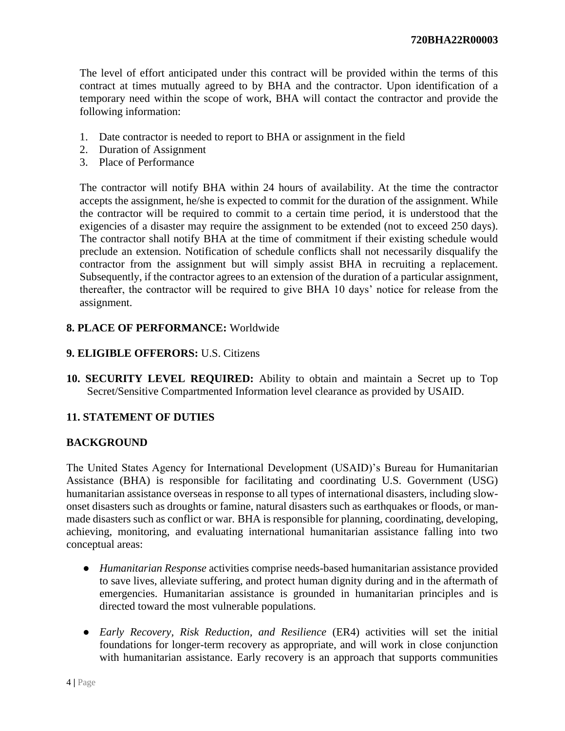The level of effort anticipated under this contract will be provided within the terms of this contract at times mutually agreed to by BHA and the contractor. Upon identification of a temporary need within the scope of work, BHA will contact the contractor and provide the following information:

1. Date contractor is needed to report to BHA or assignment in the field
2. Duration of Assignment
3. Place of Performance

The contractor will notify BHA within 24 hours of availability. At the time the contractor accepts the assignment, he/she is expected to commit for the duration of the assignment. While the contractor will be required to commit to a certain time period, it is understood that the exigencies of a disaster may require the assignment to be extended (not to exceed 250 days). The contractor shall notify BHA at the time of commitment if their existing schedule would preclude an extension. Notification of schedule conflicts shall not necessarily disqualify the contractor from the assignment but will simply assist BHA in recruiting a replacement. Subsequently, if the contractor agrees to an extension of the duration of a particular assignment, thereafter, the contractor will be required to give BHA 10 days' notice for release from the assignment.

**8. PLACE OF PERFORMANCE:** Worldwide

**9. ELIGIBLE OFFERORS:** U.S. Citizens

**10. SECURITY LEVEL REQUIRED:** Ability to obtain and maintain a Secret up to Top Secret/Sensitive Compartmented Information level clearance as provided by USAID.

## 11. STATEMENT OF DUTIES

## BACKGROUND

The United States Agency for International Development (USAID)'s Bureau for Humanitarian Assistance (BHA) is responsible for facilitating and coordinating U.S. Government (USG) humanitarian assistance overseas in response to all types of international disasters, including slow-onset disasters such as droughts or famine, natural disasters such as earthquakes or floods, or man-made disasters such as conflict or war. BHA is responsible for planning, coordinating, developing, achieving, monitoring, and evaluating international humanitarian assistance falling into two conceptual areas:

- *Humanitarian Response* activities comprise needs-based humanitarian assistance provided to save lives, alleviate suffering, and protect human dignity during and in the aftermath of emergencies. Humanitarian assistance is grounded in humanitarian principles and is directed toward the most vulnerable populations.

- *Early Recovery, Risk Reduction, and Resilience* (ER4) activities will set the initial foundations for longer-term recovery as appropriate, and will work in close conjunction with humanitarian assistance. Early recovery is an approach that supports communities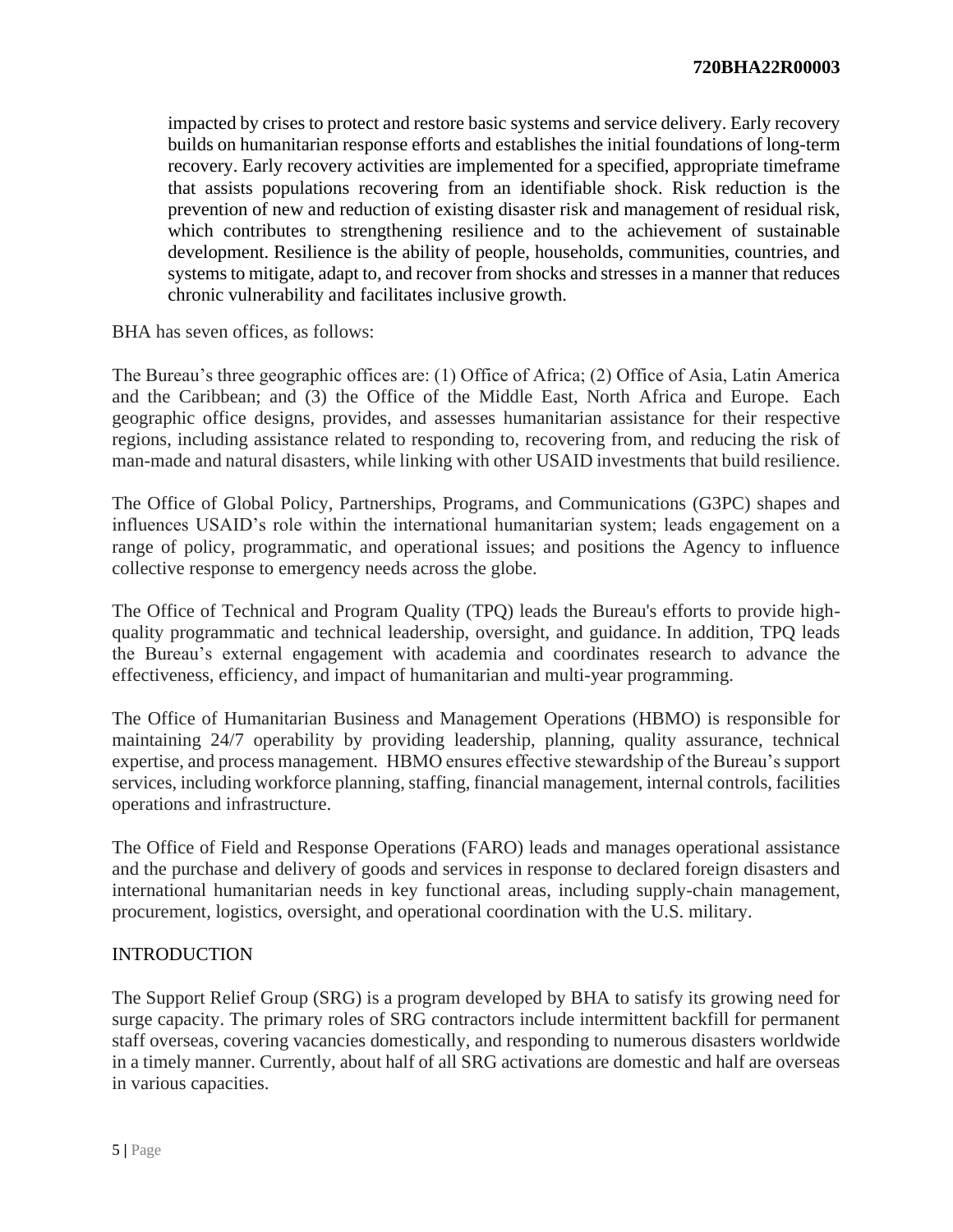impacted by crises to protect and restore basic systems and service delivery. Early recovery builds on humanitarian response efforts and establishes the initial foundations of long-term recovery. Early recovery activities are implemented for a specified, appropriate timeframe that assists populations recovering from an identifiable shock. Risk reduction is the prevention of new and reduction of existing disaster risk and management of residual risk, which contributes to strengthening resilience and to the achievement of sustainable development. Resilience is the ability of people, households, communities, countries, and systems to mitigate, adapt to, and recover from shocks and stresses in a manner that reduces chronic vulnerability and facilitates inclusive growth.

BHA has seven offices, as follows:

The Bureau's three geographic offices are: (1) Office of Africa; (2) Office of Asia, Latin America and the Caribbean; and (3) the Office of the Middle East, North Africa and Europe. Each geographic office designs, provides, and assesses humanitarian assistance for their respective regions, including assistance related to responding to, recovering from, and reducing the risk of man-made and natural disasters, while linking with other USAID investments that build resilience.

The Office of Global Policy, Partnerships, Programs, and Communications (G3PC) shapes and influences USAID's role within the international humanitarian system; leads engagement on a range of policy, programmatic, and operational issues; and positions the Agency to influence collective response to emergency needs across the globe.

The Office of Technical and Program Quality (TPQ) leads the Bureau's efforts to provide high-quality programmatic and technical leadership, oversight, and guidance. In addition, TPQ leads the Bureau's external engagement with academia and coordinates research to advance the effectiveness, efficiency, and impact of humanitarian and multi-year programming.

The Office of Humanitarian Business and Management Operations (HBMO) is responsible for maintaining 24/7 operability by providing leadership, planning, quality assurance, technical expertise, and process management. HBMO ensures effective stewardship of the Bureau's support services, including workforce planning, staffing, financial management, internal controls, facilities operations and infrastructure.

The Office of Field and Response Operations (FARO) leads and manages operational assistance and the purchase and delivery of goods and services in response to declared foreign disasters and international humanitarian needs in key functional areas, including supply-chain management, procurement, logistics, oversight, and operational coordination with the U.S. military.

## INTRODUCTION

The Support Relief Group (SRG) is a program developed by BHA to satisfy its growing need for surge capacity. The primary roles of SRG contractors include intermittent backfill for permanent staff overseas, covering vacancies domestically, and responding to numerous disasters worldwide in a timely manner. Currently, about half of all SRG activations are domestic and half are overseas in various capacities.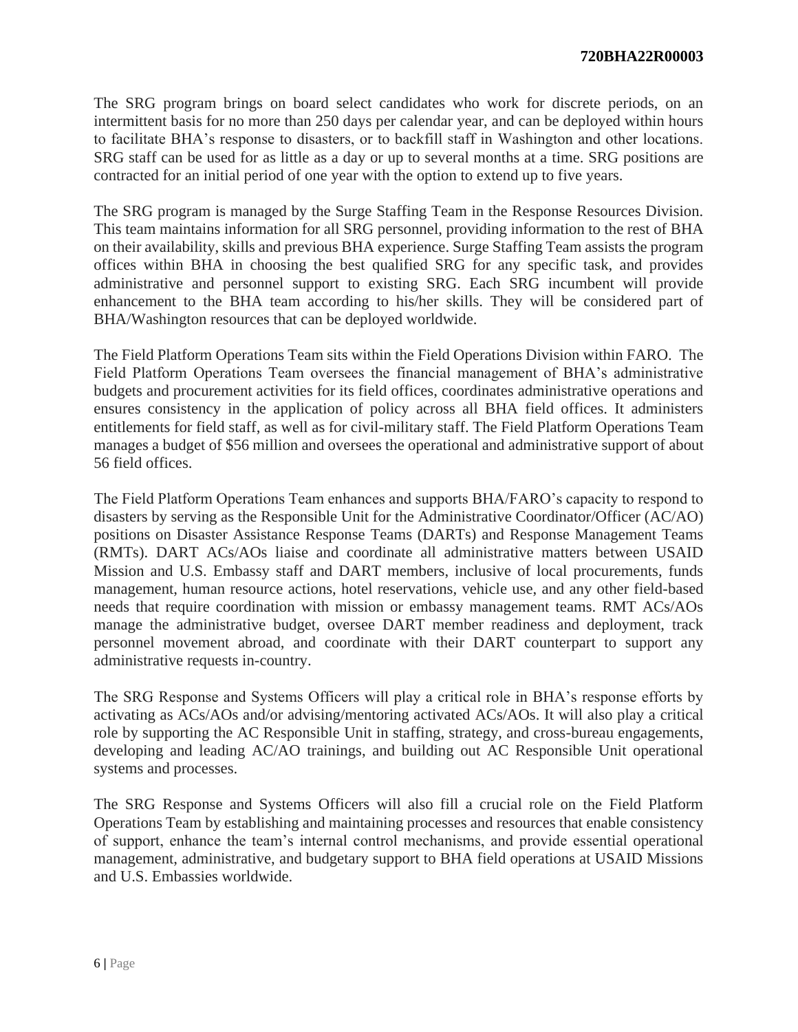The SRG program brings on board select candidates who work for discrete periods, on an intermittent basis for no more than 250 days per calendar year, and can be deployed within hours to facilitate BHA's response to disasters, or to backfill staff in Washington and other locations. SRG staff can be used for as little as a day or up to several months at a time. SRG positions are contracted for an initial period of one year with the option to extend up to five years.

The SRG program is managed by the Surge Staffing Team in the Response Resources Division. This team maintains information for all SRG personnel, providing information to the rest of BHA on their availability, skills and previous BHA experience. Surge Staffing Team assists the program offices within BHA in choosing the best qualified SRG for any specific task, and provides administrative and personnel support to existing SRG. Each SRG incumbent will provide enhancement to the BHA team according to his/her skills. They will be considered part of BHA/Washington resources that can be deployed worldwide.

The Field Platform Operations Team sits within the Field Operations Division within FARO. The Field Platform Operations Team oversees the financial management of BHA's administrative budgets and procurement activities for its field offices, coordinates administrative operations and ensures consistency in the application of policy across all BHA field offices. It administers entitlements for field staff, as well as for civil-military staff. The Field Platform Operations Team manages a budget of $56 million and oversees the operational and administrative support of about 56 field offices.

The Field Platform Operations Team enhances and supports BHA/FARO's capacity to respond to disasters by serving as the Responsible Unit for the Administrative Coordinator/Officer (AC/AO) positions on Disaster Assistance Response Teams (DARTs) and Response Management Teams (RMTs). DART ACs/AOs liaise and coordinate all administrative matters between USAID Mission and U.S. Embassy staff and DART members, inclusive of local procurements, funds management, human resource actions, hotel reservations, vehicle use, and any other field-based needs that require coordination with mission or embassy management teams. RMT ACs/AOs manage the administrative budget, oversee DART member readiness and deployment, track personnel movement abroad, and coordinate with their DART counterpart to support any administrative requests in-country.

The SRG Response and Systems Officers will play a critical role in BHA's response efforts by activating as ACs/AOs and/or advising/mentoring activated ACs/AOs. It will also play a critical role by supporting the AC Responsible Unit in staffing, strategy, and cross-bureau engagements, developing and leading AC/AO trainings, and building out AC Responsible Unit operational systems and processes.

The SRG Response and Systems Officers will also fill a crucial role on the Field Platform Operations Team by establishing and maintaining processes and resources that enable consistency of support, enhance the team's internal control mechanisms, and provide essential operational management, administrative, and budgetary support to BHA field operations at USAID Missions and U.S. Embassies worldwide.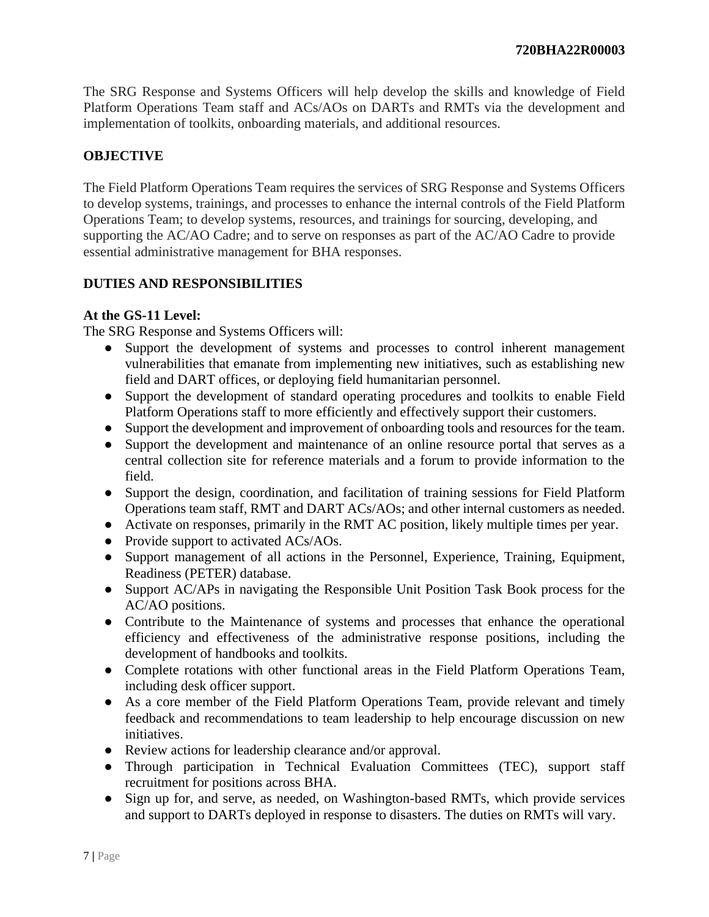The SRG Response and Systems Officers will help develop the skills and knowledge of Field Platform Operations Team staff and ACs/AOs on DARTs and RMTs via the development and implementation of toolkits, onboarding materials, and additional resources.

## OBJECTIVE

The Field Platform Operations Team requires the services of SRG Response and Systems Officers to develop systems, trainings, and processes to enhance the internal controls of the Field Platform Operations Team; to develop systems, resources, and trainings for sourcing, developing, and supporting the AC/AO Cadre; and to serve on responses as part of the AC/AO Cadre to provide essential administrative management for BHA responses.

## DUTIES AND RESPONSIBILITIES

### At the GS-11 Level:

The SRG Response and Systems Officers will:

- Support the development of systems and processes to control inherent management vulnerabilities that emanate from implementing new initiatives, such as establishing new field and DART offices, or deploying field humanitarian personnel.
- Support the development of standard operating procedures and toolkits to enable Field Platform Operations staff to more efficiently and effectively support their customers.
- Support the development and improvement of onboarding tools and resources for the team.
- Support the development and maintenance of an online resource portal that serves as a central collection site for reference materials and a forum to provide information to the field.
- Support the design, coordination, and facilitation of training sessions for Field Platform Operations team staff, RMT and DART ACs/AOs; and other internal customers as needed.
- Activate on responses, primarily in the RMT AC position, likely multiple times per year.
- Provide support to activated ACs/AOs.
- Support management of all actions in the Personnel, Experience, Training, Equipment, Readiness (PETER) database.
- Support AC/APs in navigating the Responsible Unit Position Task Book process for the AC/AO positions.
- Contribute to the Maintenance of systems and processes that enhance the operational efficiency and effectiveness of the administrative response positions, including the development of handbooks and toolkits.
- Complete rotations with other functional areas in the Field Platform Operations Team, including desk officer support.
- As a core member of the Field Platform Operations Team, provide relevant and timely feedback and recommendations to team leadership to help encourage discussion on new initiatives.
- Review actions for leadership clearance and/or approval.
- Through participation in Technical Evaluation Committees (TEC), support staff recruitment for positions across BHA.
- Sign up for, and serve, as needed, on Washington-based RMTs, which provide services and support to DARTs deployed in response to disasters. The duties on RMTs will vary.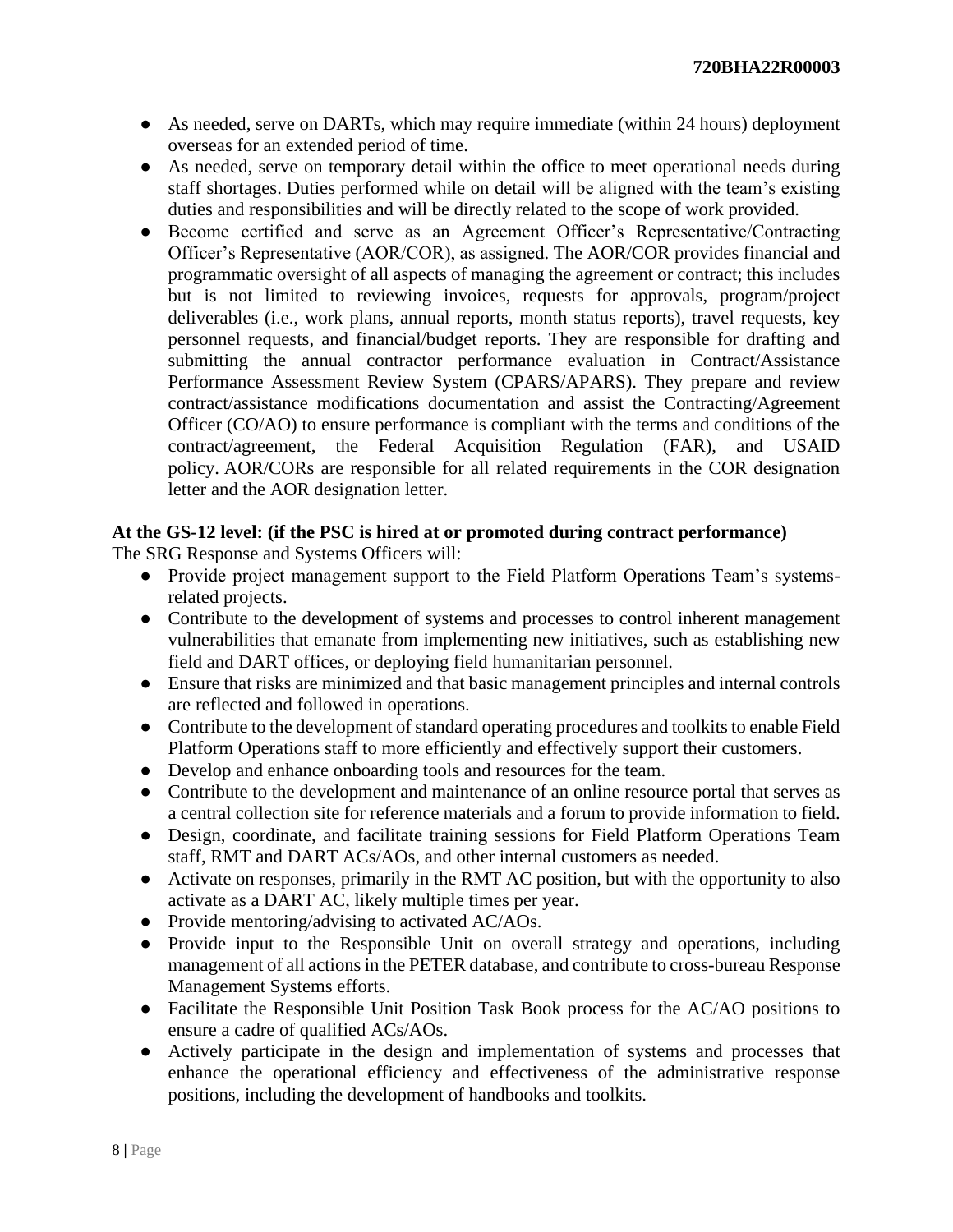- As needed, serve on DARTs, which may require immediate (within 24 hours) deployment overseas for an extended period of time.
- As needed, serve on temporary detail within the office to meet operational needs during staff shortages. Duties performed while on detail will be aligned with the team's existing duties and responsibilities and will be directly related to the scope of work provided.
- Become certified and serve as an Agreement Officer's Representative/Contracting Officer's Representative (AOR/COR), as assigned. The AOR/COR provides financial and programmatic oversight of all aspects of managing the agreement or contract; this includes but is not limited to reviewing invoices, requests for approvals, program/project deliverables (i.e., work plans, annual reports, month status reports), travel requests, key personnel requests, and financial/budget reports. They are responsible for drafting and submitting the annual contractor performance evaluation in Contract/Assistance Performance Assessment Review System (CPARS/APARS). They prepare and review contract/assistance modifications documentation and assist the Contracting/Agreement Officer (CO/AO) to ensure performance is compliant with the terms and conditions of the contract/agreement, the Federal Acquisition Regulation (FAR), and USAID policy. AOR/CORs are responsible for all related requirements in the COR designation letter and the AOR designation letter.

**At the GS-12 level: (if the PSC is hired at or promoted during contract performance)**

The SRG Response and Systems Officers will:

- Provide project management support to the Field Platform Operations Team's systems-related projects.
- Contribute to the development of systems and processes to control inherent management vulnerabilities that emanate from implementing new initiatives, such as establishing new field and DART offices, or deploying field humanitarian personnel.
- Ensure that risks are minimized and that basic management principles and internal controls are reflected and followed in operations.
- Contribute to the development of standard operating procedures and toolkits to enable Field Platform Operations staff to more efficiently and effectively support their customers.
- Develop and enhance onboarding tools and resources for the team.
- Contribute to the development and maintenance of an online resource portal that serves as a central collection site for reference materials and a forum to provide information to field.
- Design, coordinate, and facilitate training sessions for Field Platform Operations Team staff, RMT and DART ACs/AOs, and other internal customers as needed.
- Activate on responses, primarily in the RMT AC position, but with the opportunity to also activate as a DART AC, likely multiple times per year.
- Provide mentoring/advising to activated AC/AOs.
- Provide input to the Responsible Unit on overall strategy and operations, including management of all actions in the PETER database, and contribute to cross-bureau Response Management Systems efforts.
- Facilitate the Responsible Unit Position Task Book process for the AC/AO positions to ensure a cadre of qualified ACs/AOs.
- Actively participate in the design and implementation of systems and processes that enhance the operational efficiency and effectiveness of the administrative response positions, including the development of handbooks and toolkits.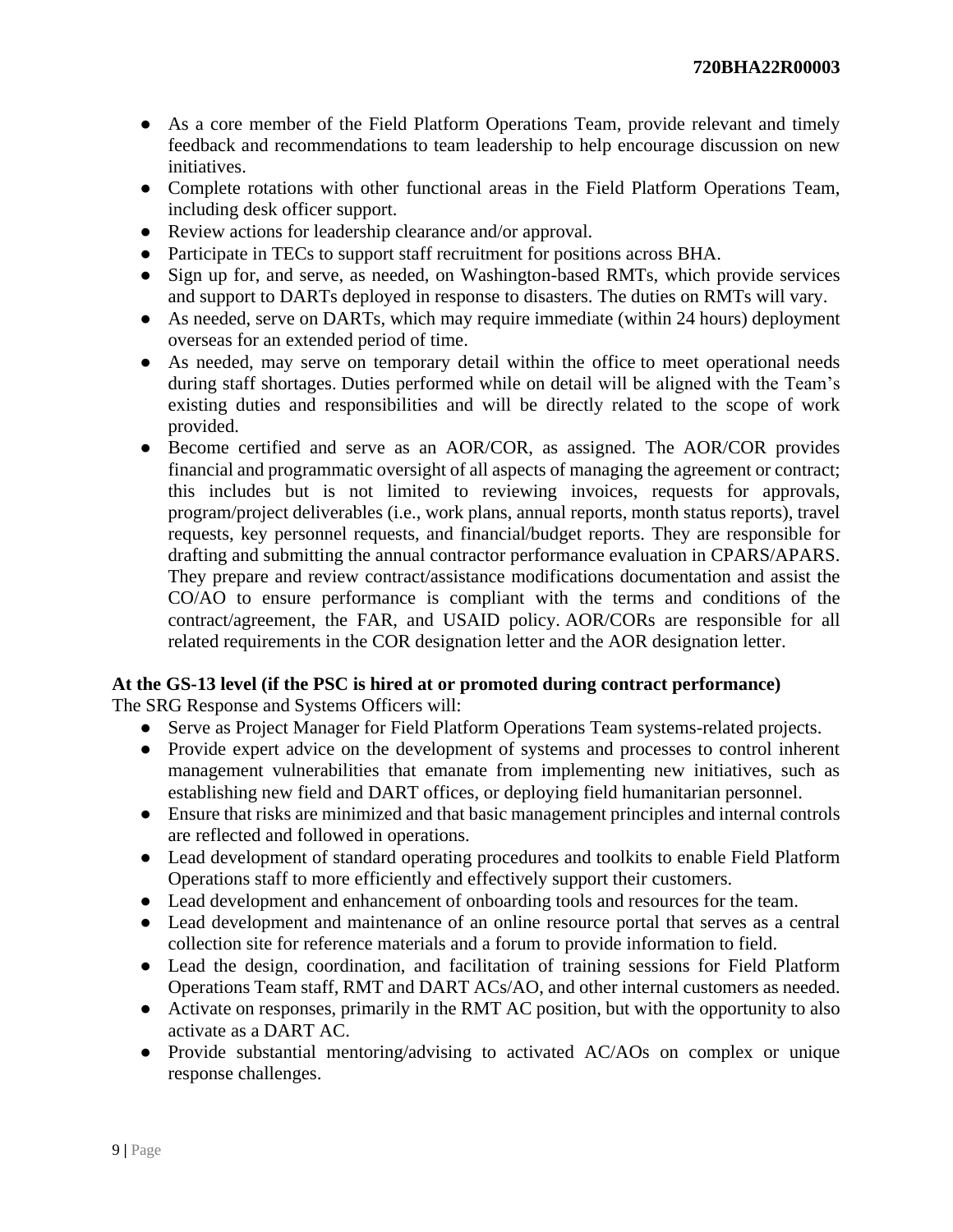- As a core member of the Field Platform Operations Team, provide relevant and timely feedback and recommendations to team leadership to help encourage discussion on new initiatives.
- Complete rotations with other functional areas in the Field Platform Operations Team, including desk officer support.
- Review actions for leadership clearance and/or approval.
- Participate in TECs to support staff recruitment for positions across BHA.
- Sign up for, and serve, as needed, on Washington-based RMTs, which provide services and support to DARTs deployed in response to disasters. The duties on RMTs will vary.
- As needed, serve on DARTs, which may require immediate (within 24 hours) deployment overseas for an extended period of time.
- As needed, may serve on temporary detail within the office to meet operational needs during staff shortages. Duties performed while on detail will be aligned with the Team's existing duties and responsibilities and will be directly related to the scope of work provided.
- Become certified and serve as an AOR/COR, as assigned. The AOR/COR provides financial and programmatic oversight of all aspects of managing the agreement or contract; this includes but is not limited to reviewing invoices, requests for approvals, program/project deliverables (i.e., work plans, annual reports, month status reports), travel requests, key personnel requests, and financial/budget reports. They are responsible for drafting and submitting the annual contractor performance evaluation in CPARS/APARS. They prepare and review contract/assistance modifications documentation and assist the CO/AO to ensure performance is compliant with the terms and conditions of the contract/agreement, the FAR, and USAID policy. AOR/CORs are responsible for all related requirements in the COR designation letter and the AOR designation letter.

**At the GS-13 level (if the PSC is hired at or promoted during contract performance)**

The SRG Response and Systems Officers will:

- Serve as Project Manager for Field Platform Operations Team systems-related projects.
- Provide expert advice on the development of systems and processes to control inherent management vulnerabilities that emanate from implementing new initiatives, such as establishing new field and DART offices, or deploying field humanitarian personnel.
- Ensure that risks are minimized and that basic management principles and internal controls are reflected and followed in operations.
- Lead development of standard operating procedures and toolkits to enable Field Platform Operations staff to more efficiently and effectively support their customers.
- Lead development and enhancement of onboarding tools and resources for the team.
- Lead development and maintenance of an online resource portal that serves as a central collection site for reference materials and a forum to provide information to field.
- Lead the design, coordination, and facilitation of training sessions for Field Platform Operations Team staff, RMT and DART ACs/AO, and other internal customers as needed.
- Activate on responses, primarily in the RMT AC position, but with the opportunity to also activate as a DART AC.
- Provide substantial mentoring/advising to activated AC/AOs on complex or unique response challenges.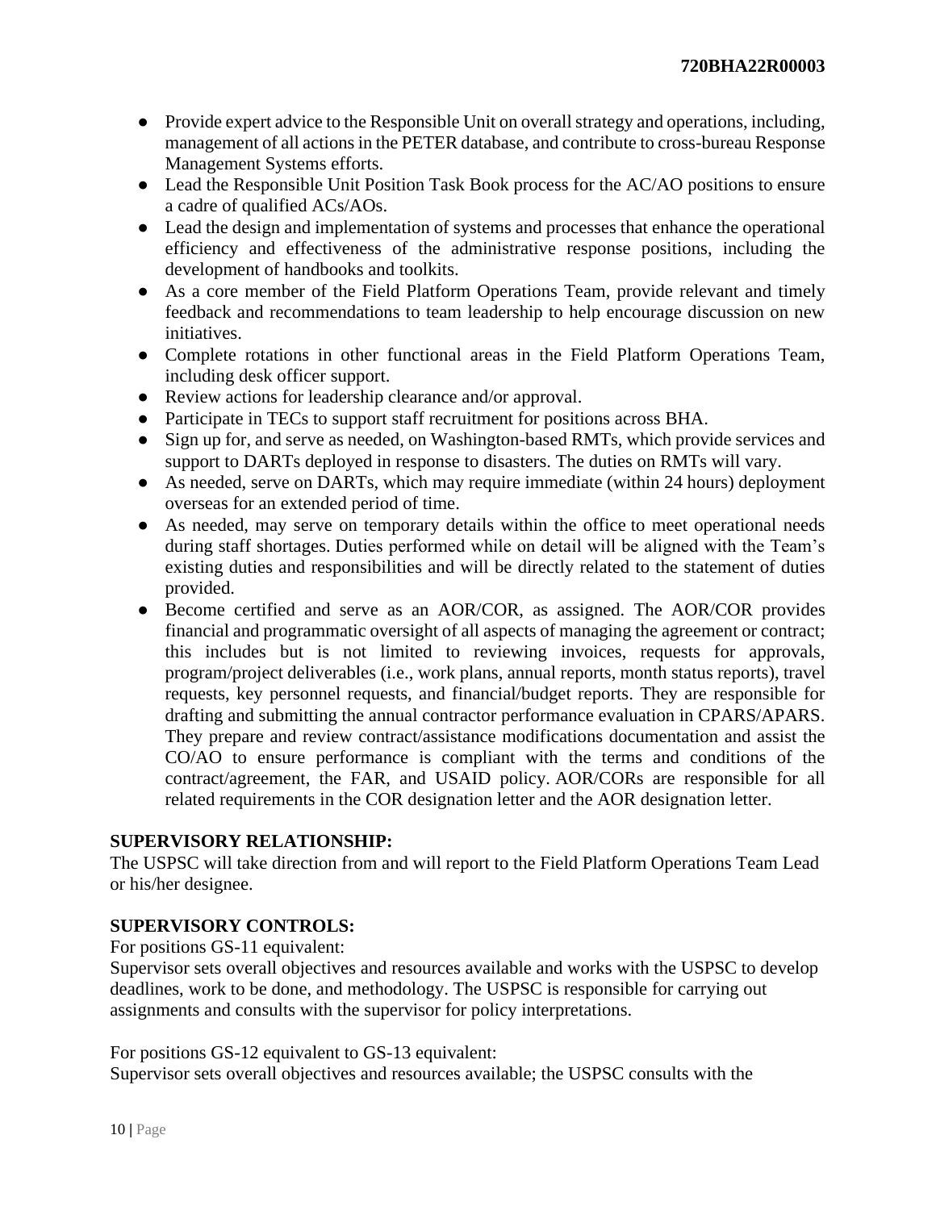- Provide expert advice to the Responsible Unit on overall strategy and operations, including, management of all actions in the PETER database, and contribute to cross-bureau Response Management Systems efforts.
- Lead the Responsible Unit Position Task Book process for the AC/AO positions to ensure a cadre of qualified ACs/AOs.
- Lead the design and implementation of systems and processes that enhance the operational efficiency and effectiveness of the administrative response positions, including the development of handbooks and toolkits.
- As a core member of the Field Platform Operations Team, provide relevant and timely feedback and recommendations to team leadership to help encourage discussion on new initiatives.
- Complete rotations in other functional areas in the Field Platform Operations Team, including desk officer support.
- Review actions for leadership clearance and/or approval.
- Participate in TECs to support staff recruitment for positions across BHA.
- Sign up for, and serve as needed, on Washington-based RMTs, which provide services and support to DARTs deployed in response to disasters. The duties on RMTs will vary.
- As needed, serve on DARTs, which may require immediate (within 24 hours) deployment overseas for an extended period of time.
- As needed, may serve on temporary details within the office to meet operational needs during staff shortages. Duties performed while on detail will be aligned with the Team's existing duties and responsibilities and will be directly related to the statement of duties provided.
- Become certified and serve as an AOR/COR, as assigned. The AOR/COR provides financial and programmatic oversight of all aspects of managing the agreement or contract; this includes but is not limited to reviewing invoices, requests for approvals, program/project deliverables (i.e., work plans, annual reports, month status reports), travel requests, key personnel requests, and financial/budget reports. They are responsible for drafting and submitting the annual contractor performance evaluation in CPARS/APARS. They prepare and review contract/assistance modifications documentation and assist the CO/AO to ensure performance is compliant with the terms and conditions of the contract/agreement, the FAR, and USAID policy. AOR/CORs are responsible for all related requirements in the COR designation letter and the AOR designation letter.

**SUPERVISORY RELATIONSHIP:**
The USPSC will take direction from and will report to the Field Platform Operations Team Lead or his/her designee.

**SUPERVISORY CONTROLS:**
For positions GS-11 equivalent:
Supervisor sets overall objectives and resources available and works with the USPSC to develop deadlines, work to be done, and methodology. The USPSC is responsible for carrying out assignments and consults with the supervisor for policy interpretations.

For positions GS-12 equivalent to GS-13 equivalent:
Supervisor sets overall objectives and resources available; the USPSC consults with the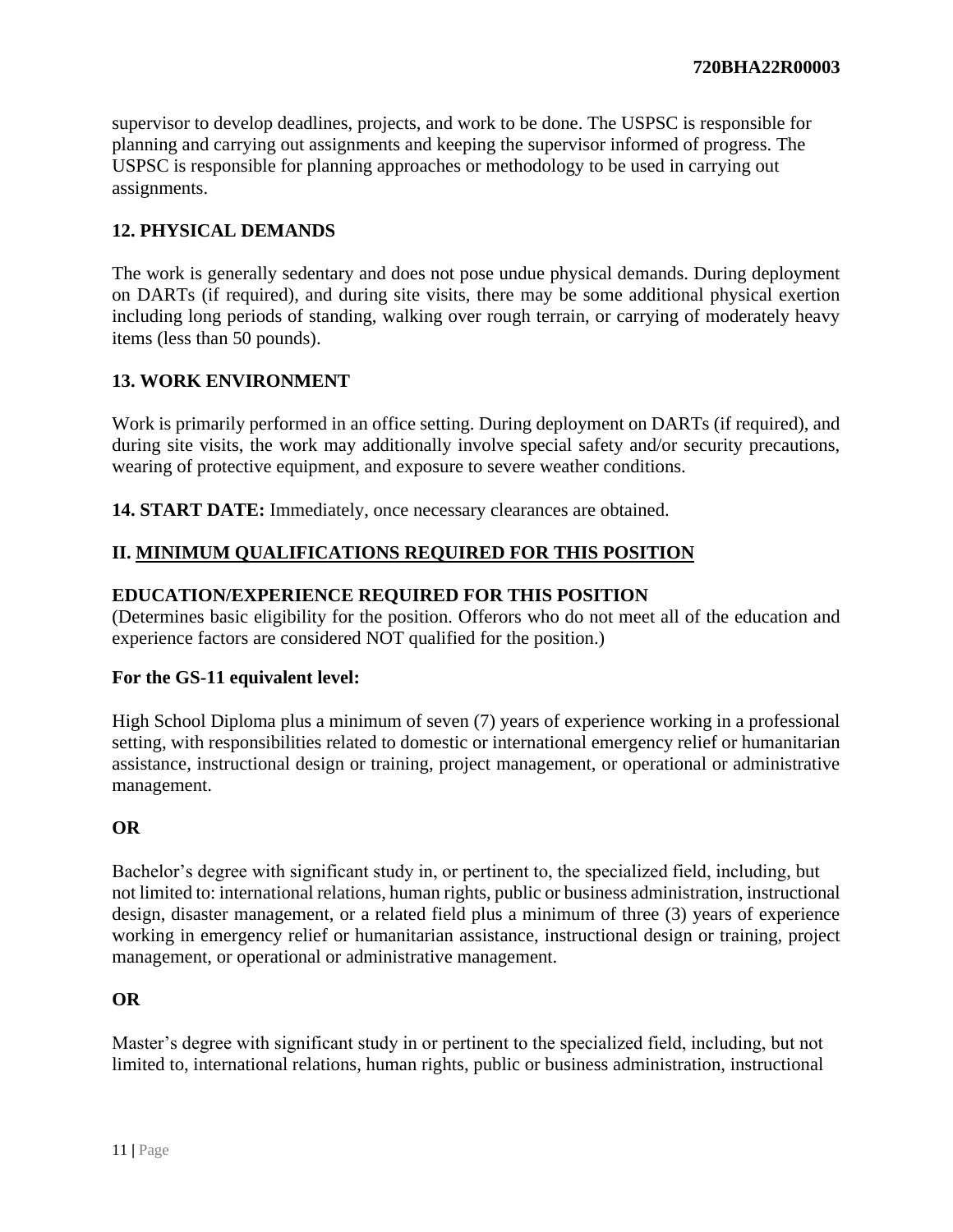supervisor to develop deadlines, projects, and work to be done. The USPSC is responsible for planning and carrying out assignments and keeping the supervisor informed of progress. The USPSC is responsible for planning approaches or methodology to be used in carrying out assignments.

**12. PHYSICAL DEMANDS**

The work is generally sedentary and does not pose undue physical demands. During deployment on DARTs (if required), and during site visits, there may be some additional physical exertion including long periods of standing, walking over rough terrain, or carrying of moderately heavy items (less than 50 pounds).

**13. WORK ENVIRONMENT**

Work is primarily performed in an office setting. During deployment on DARTs (if required), and during site visits, the work may additionally involve special safety and/or security precautions, wearing of protective equipment, and exposure to severe weather conditions.

**14. START DATE:** Immediately, once necessary clearances are obtained.

## II. MINIMUM QUALIFICATIONS REQUIRED FOR THIS POSITION

**EDUCATION/EXPERIENCE REQUIRED FOR THIS POSITION**

(Determines basic eligibility for the position. Offerors who do not meet all of the education and experience factors are considered NOT qualified for the position.)

**For the GS-11 equivalent level:**

High School Diploma plus a minimum of seven (7) years of experience working in a professional setting, with responsibilities related to domestic or international emergency relief or humanitarian assistance, instructional design or training, project management, or operational or administrative management.

**OR**

Bachelor's degree with significant study in, or pertinent to, the specialized field, including, but not limited to: international relations, human rights, public or business administration, instructional design, disaster management, or a related field plus a minimum of three (3) years of experience working in emergency relief or humanitarian assistance, instructional design or training, project management, or operational or administrative management.

**OR**

Master's degree with significant study in or pertinent to the specialized field, including, but not limited to, international relations, human rights, public or business administration, instructional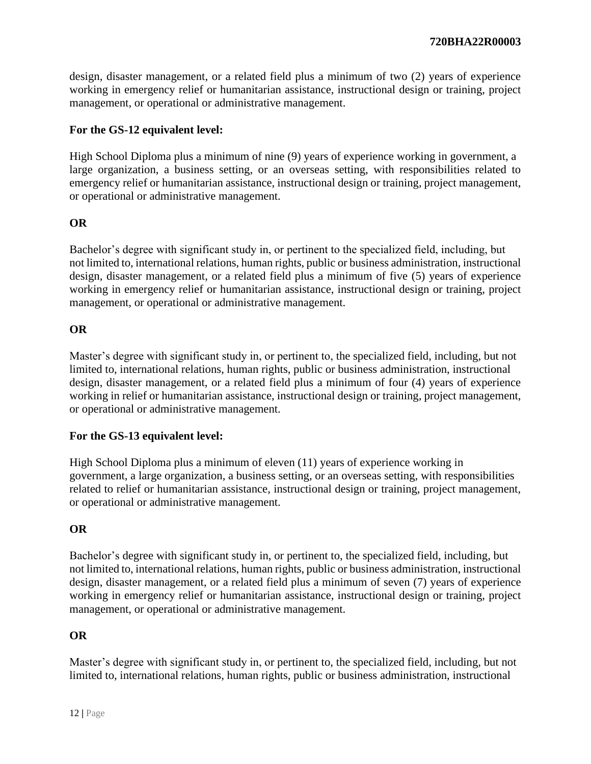design, disaster management, or a related field plus a minimum of two (2) years of experience working in emergency relief or humanitarian assistance, instructional design or training, project management, or operational or administrative management.

**For the GS-12 equivalent level:**

High School Diploma plus a minimum of nine (9) years of experience working in government, a large organization, a business setting, or an overseas setting, with responsibilities related to emergency relief or humanitarian assistance, instructional design or training, project management, or operational or administrative management.

**OR**

Bachelor's degree with significant study in, or pertinent to the specialized field, including, but not limited to, international relations, human rights, public or business administration, instructional design, disaster management, or a related field plus a minimum of five (5) years of experience working in emergency relief or humanitarian assistance, instructional design or training, project management, or operational or administrative management.

**OR**

Master's degree with significant study in, or pertinent to, the specialized field, including, but not limited to, international relations, human rights, public or business administration, instructional design, disaster management, or a related field plus a minimum of four (4) years of experience working in relief or humanitarian assistance, instructional design or training, project management, or operational or administrative management.

**For the GS-13 equivalent level:**

High School Diploma plus a minimum of eleven (11) years of experience working in government, a large organization, a business setting, or an overseas setting, with responsibilities related to relief or humanitarian assistance, instructional design or training, project management, or operational or administrative management.

**OR**

Bachelor's degree with significant study in, or pertinent to, the specialized field, including, but not limited to, international relations, human rights, public or business administration, instructional design, disaster management, or a related field plus a minimum of seven (7) years of experience working in emergency relief or humanitarian assistance, instructional design or training, project management, or operational or administrative management.

**OR**

Master's degree with significant study in, or pertinent to, the specialized field, including, but not limited to, international relations, human rights, public or business administration, instructional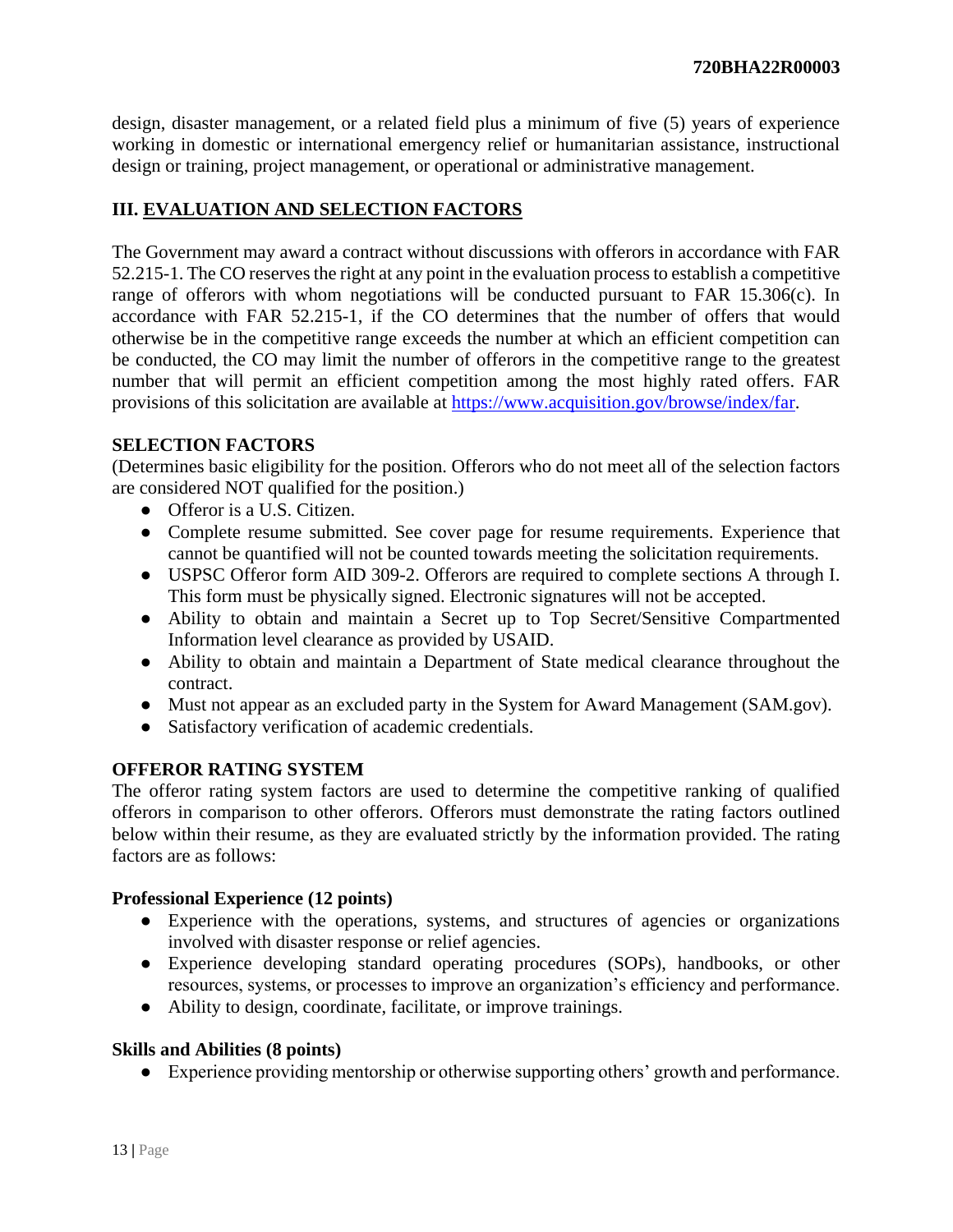design, disaster management, or a related field plus a minimum of five (5) years of experience working in domestic or international emergency relief or humanitarian assistance, instructional design or training, project management, or operational or administrative management.

## III. EVALUATION AND SELECTION FACTORS

The Government may award a contract without discussions with offerors in accordance with FAR 52.215-1. The CO reserves the right at any point in the evaluation process to establish a competitive range of offerors with whom negotiations will be conducted pursuant to FAR 15.306(c). In accordance with FAR 52.215-1, if the CO determines that the number of offers that would otherwise be in the competitive range exceeds the number at which an efficient competition can be conducted, the CO may limit the number of offerors in the competitive range to the greatest number that will permit an efficient competition among the most highly rated offers. FAR provisions of this solicitation are available at https://www.acquisition.gov/browse/index/far.

### SELECTION FACTORS

(Determines basic eligibility for the position. Offerors who do not meet all of the selection factors are considered NOT qualified for the position.)

- Offeror is a U.S. Citizen.
- Complete resume submitted. See cover page for resume requirements. Experience that cannot be quantified will not be counted towards meeting the solicitation requirements.
- USPSC Offeror form AID 309-2. Offerors are required to complete sections A through I. This form must be physically signed. Electronic signatures will not be accepted.
- Ability to obtain and maintain a Secret up to Top Secret/Sensitive Compartmented Information level clearance as provided by USAID.
- Ability to obtain and maintain a Department of State medical clearance throughout the contract.
- Must not appear as an excluded party in the System for Award Management (SAM.gov).
- Satisfactory verification of academic credentials.

### OFFEROR RATING SYSTEM

The offeror rating system factors are used to determine the competitive ranking of qualified offerors in comparison to other offerors. Offerors must demonstrate the rating factors outlined below within their resume, as they are evaluated strictly by the information provided. The rating factors are as follows:

**Professional Experience (12 points)**

- Experience with the operations, systems, and structures of agencies or organizations involved with disaster response or relief agencies.
- Experience developing standard operating procedures (SOPs), handbooks, or other resources, systems, or processes to improve an organization's efficiency and performance.
- Ability to design, coordinate, facilitate, or improve trainings.

**Skills and Abilities (8 points)**

- Experience providing mentorship or otherwise supporting others' growth and performance.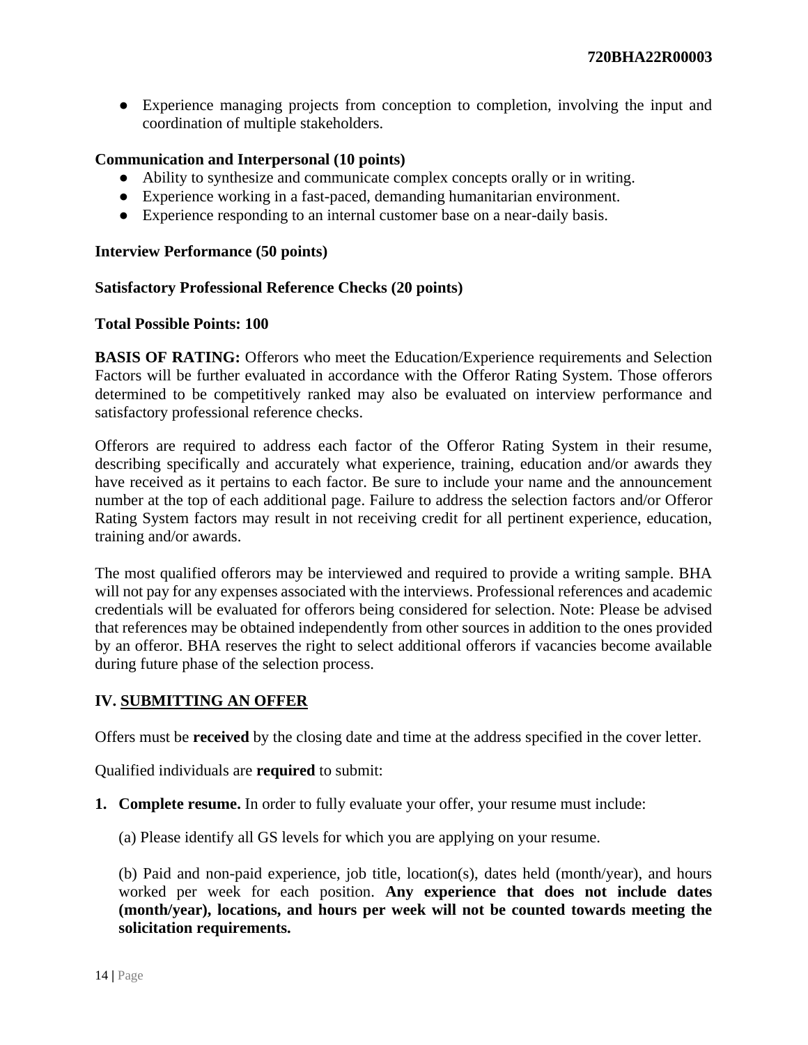- Experience managing projects from conception to completion, involving the input and coordination of multiple stakeholders.

**Communication and Interpersonal (10 points)**

- Ability to synthesize and communicate complex concepts orally or in writing.
- Experience working in a fast-paced, demanding humanitarian environment.
- Experience responding to an internal customer base on a near-daily basis.

**Interview Performance (50 points)**

**Satisfactory Professional Reference Checks (20 points)**

**Total Possible Points: 100**

**BASIS OF RATING:** Offerors who meet the Education/Experience requirements and Selection Factors will be further evaluated in accordance with the Offeror Rating System. Those offerors determined to be competitively ranked may also be evaluated on interview performance and satisfactory professional reference checks.

Offerors are required to address each factor of the Offeror Rating System in their resume, describing specifically and accurately what experience, training, education and/or awards they have received as it pertains to each factor. Be sure to include your name and the announcement number at the top of each additional page. Failure to address the selection factors and/or Offeror Rating System factors may result in not receiving credit for all pertinent experience, education, training and/or awards.

The most qualified offerors may be interviewed and required to provide a writing sample. BHA will not pay for any expenses associated with the interviews. Professional references and academic credentials will be evaluated for offerors being considered for selection. Note: Please be advised that references may be obtained independently from other sources in addition to the ones provided by an offeror. BHA reserves the right to select additional offerors if vacancies become available during future phase of the selection process.

## IV. SUBMITTING AN OFFER

Offers must be **received** by the closing date and time at the address specified in the cover letter.

Qualified individuals are **required** to submit:

1. **Complete resume.** In order to fully evaluate your offer, your resume must include:

   (a) Please identify all GS levels for which you are applying on your resume.

   (b) Paid and non-paid experience, job title, location(s), dates held (month/year), and hours worked per week for each position. **Any experience that does not include dates (month/year), locations, and hours per week will not be counted towards meeting the solicitation requirements.**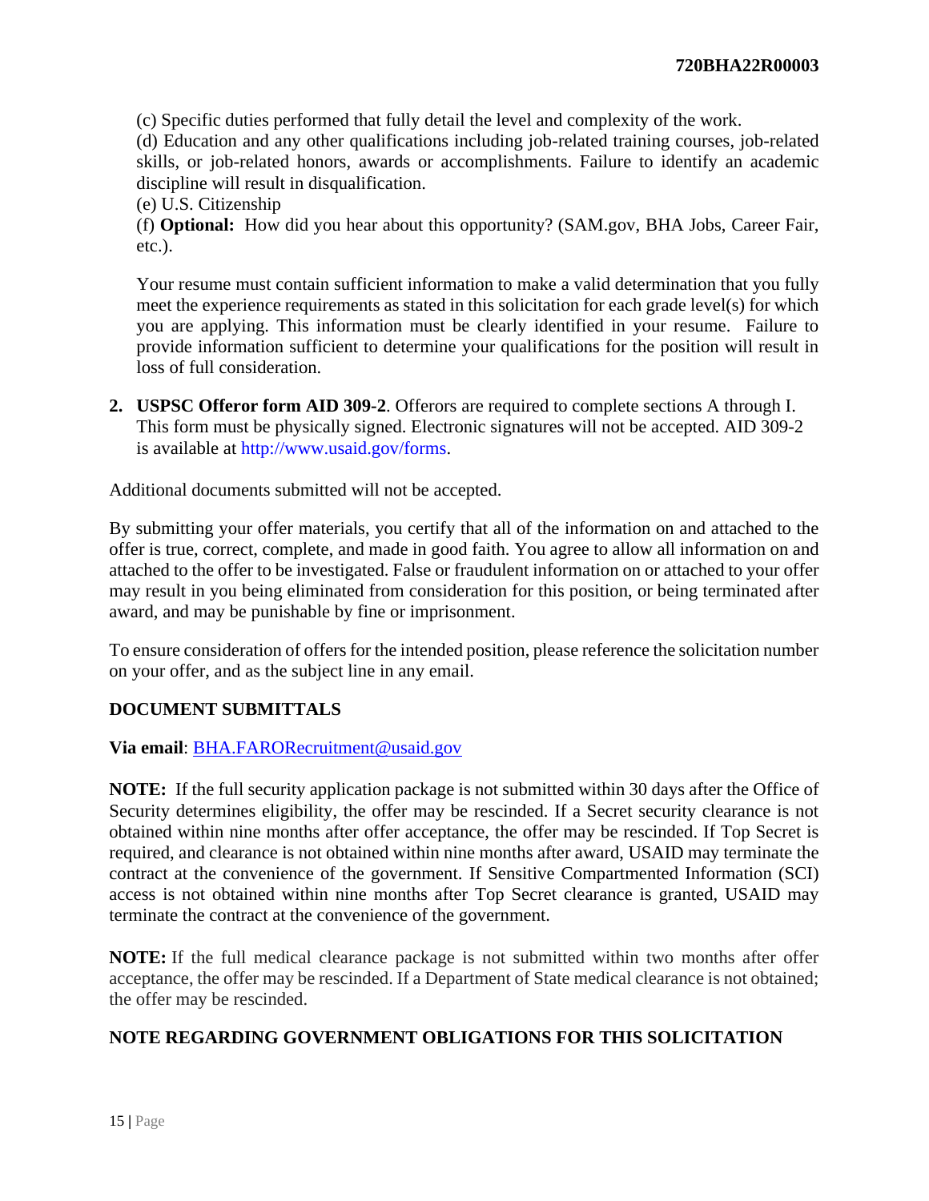(c) Specific duties performed that fully detail the level and complexity of the work.
(d) Education and any other qualifications including job-related training courses, job-related skills, or job-related honors, awards or accomplishments. Failure to identify an academic discipline will result in disqualification.
(e) U.S. Citizenship
(f) **Optional:** How did you hear about this opportunity? (SAM.gov, BHA Jobs, Career Fair, etc.).

Your resume must contain sufficient information to make a valid determination that you fully meet the experience requirements as stated in this solicitation for each grade level(s) for which you are applying. This information must be clearly identified in your resume. Failure to provide information sufficient to determine your qualifications for the position will result in loss of full consideration.

2. **USPSC Offeror form AID 309-2**. Offerors are required to complete sections A through I. This form must be physically signed. Electronic signatures will not be accepted. AID 309-2 is available at http://www.usaid.gov/forms.

Additional documents submitted will not be accepted.

By submitting your offer materials, you certify that all of the information on and attached to the offer is true, correct, complete, and made in good faith. You agree to allow all information on and attached to the offer to be investigated. False or fraudulent information on or attached to your offer may result in you being eliminated from consideration for this position, or being terminated after award, and may be punishable by fine or imprisonment.

To ensure consideration of offers for the intended position, please reference the solicitation number on your offer, and as the subject line in any email.

**DOCUMENT SUBMITTALS**

**Via email**: BHA.FARORecruitment@usaid.gov

**NOTE:** If the full security application package is not submitted within 30 days after the Office of Security determines eligibility, the offer may be rescinded. If a Secret security clearance is not obtained within nine months after offer acceptance, the offer may be rescinded. If Top Secret is required, and clearance is not obtained within nine months after award, USAID may terminate the contract at the convenience of the government. If Sensitive Compartmented Information (SCI) access is not obtained within nine months after Top Secret clearance is granted, USAID may terminate the contract at the convenience of the government.

**NOTE:** If the full medical clearance package is not submitted within two months after offer acceptance, the offer may be rescinded. If a Department of State medical clearance is not obtained; the offer may be rescinded.

**NOTE REGARDING GOVERNMENT OBLIGATIONS FOR THIS SOLICITATION**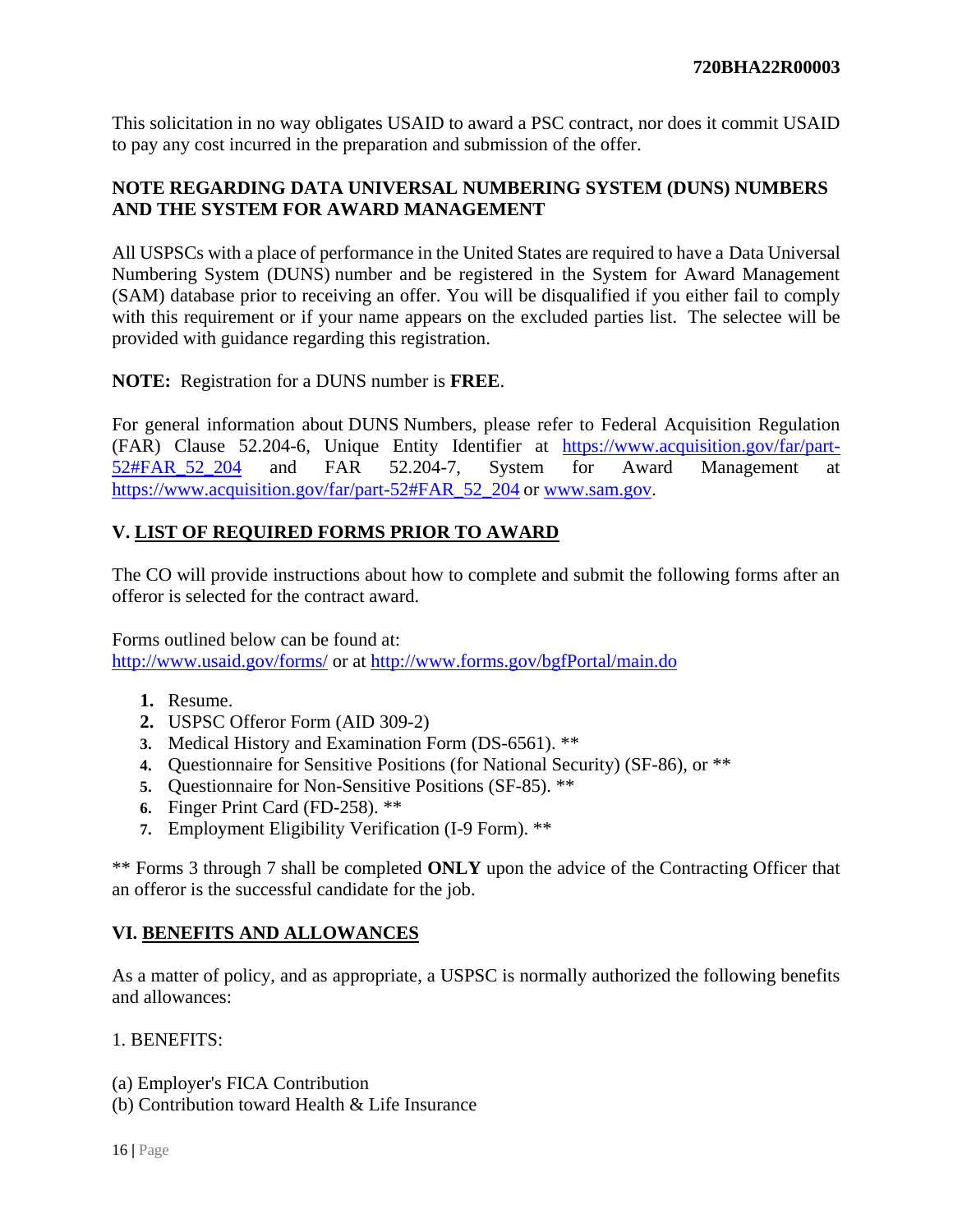This solicitation in no way obligates USAID to award a PSC contract, nor does it commit USAID to pay any cost incurred in the preparation and submission of the offer.

**NOTE REGARDING DATA UNIVERSAL NUMBERING SYSTEM (DUNS) NUMBERS AND THE SYSTEM FOR AWARD MANAGEMENT**

All USPSCs with a place of performance in the United States are required to have a Data Universal Numbering System (DUNS) number and be registered in the System for Award Management (SAM) database prior to receiving an offer. You will be disqualified if you either fail to comply with this requirement or if your name appears on the excluded parties list. The selectee will be provided with guidance regarding this registration.

**NOTE:** Registration for a DUNS number is **FREE**.

For general information about DUNS Numbers, please refer to Federal Acquisition Regulation (FAR) Clause 52.204-6, Unique Entity Identifier at [https://www.acquisition.gov/far/part-52#FAR_52_204](https://www.acquisition.gov/far/part-52#FAR_52_204) and FAR 52.204-7, System for Award Management at [https://www.acquisition.gov/far/part-52#FAR_52_204](https://www.acquisition.gov/far/part-52#FAR_52_204) or [www.sam.gov](www.sam.gov).

## V. LIST OF REQUIRED FORMS PRIOR TO AWARD

The CO will provide instructions about how to complete and submit the following forms after an offeror is selected for the contract award.

Forms outlined below can be found at:
[http://www.usaid.gov/forms/](http://www.usaid.gov/forms/) or at [http://www.forms.gov/bgfPortal/main.do](http://www.forms.gov/bgfPortal/main.do)

1. Resume.
2. USPSC Offeror Form (AID 309-2)
3. Medical History and Examination Form (DS-6561). **
4. Questionnaire for Sensitive Positions (for National Security) (SF-86), or **
5. Questionnaire for Non-Sensitive Positions (SF-85). **
6. Finger Print Card (FD-258). **
7. Employment Eligibility Verification (I-9 Form). **

** Forms 3 through 7 shall be completed **ONLY** upon the advice of the Contracting Officer that an offeror is the successful candidate for the job.

## VI. BENEFITS AND ALLOWANCES

As a matter of policy, and as appropriate, a USPSC is normally authorized the following benefits and allowances:

1. BENEFITS:

(a) Employer's FICA Contribution
(b) Contribution toward Health & Life Insurance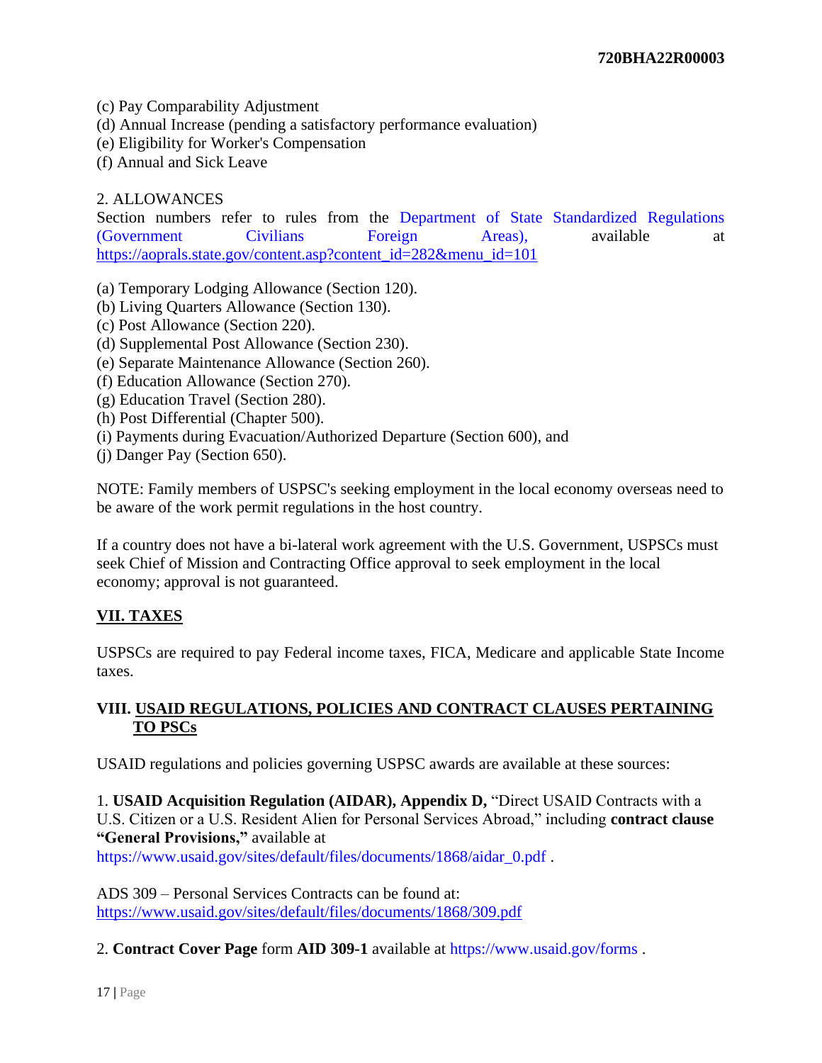(c) Pay Comparability Adjustment
(d) Annual Increase (pending a satisfactory performance evaluation)
(e) Eligibility for Worker's Compensation
(f) Annual and Sick Leave

2. ALLOWANCES
Section numbers refer to rules from the Department of State Standardized Regulations (Government Civilians Foreign Areas), available at https://aoprals.state.gov/content.asp?content_id=282&menu_id=101

(a) Temporary Lodging Allowance (Section 120).
(b) Living Quarters Allowance (Section 130).
(c) Post Allowance (Section 220).
(d) Supplemental Post Allowance (Section 230).
(e) Separate Maintenance Allowance (Section 260).
(f) Education Allowance (Section 270).
(g) Education Travel (Section 280).
(h) Post Differential (Chapter 500).
(i) Payments during Evacuation/Authorized Departure (Section 600), and
(j) Danger Pay (Section 650).

NOTE: Family members of USPSC's seeking employment in the local economy overseas need to be aware of the work permit regulations in the host country.

If a country does not have a bi-lateral work agreement with the U.S. Government, USPSCs must seek Chief of Mission and Contracting Office approval to seek employment in the local economy; approval is not guaranteed.

## VII. TAXES

USPSCs are required to pay Federal income taxes, FICA, Medicare and applicable State Income taxes.

## VIII. USAID REGULATIONS, POLICIES AND CONTRACT CLAUSES PERTAINING TO PSCs

USAID regulations and policies governing USPSC awards are available at these sources:

1. **USAID Acquisition Regulation (AIDAR), Appendix D,** "Direct USAID Contracts with a U.S. Citizen or a U.S. Resident Alien for Personal Services Abroad," including **contract clause "General Provisions,"** available at https://www.usaid.gov/sites/default/files/documents/1868/aidar_0.pdf .

ADS 309 – Personal Services Contracts can be found at: https://www.usaid.gov/sites/default/files/documents/1868/309.pdf

2. **Contract Cover Page** form **AID 309-1** available at https://www.usaid.gov/forms .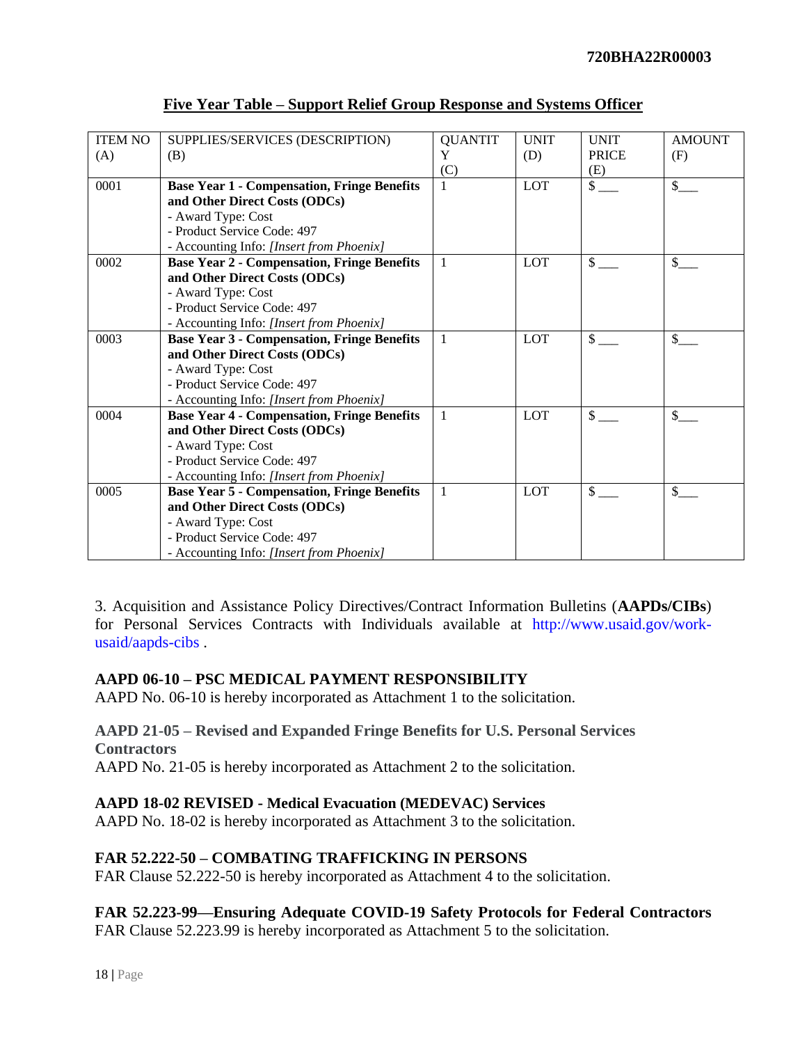**Five Year Table – Support Relief Group Response and Systems Officer**

| ITEM NO (A) | SUPPLIES/SERVICES (DESCRIPTION) (B) | QUANTITY (C) | UNIT (D) | UNIT PRICE (E) | AMOUNT (F) |
|---|---|---|---|---|---|
| 0001 | **Base Year 1 - Compensation, Fringe Benefits and Other Direct Costs (ODCs)**<br>- Award Type: Cost<br>- Product Service Code: 497<br>- Accounting Info: *[Insert from Phoenix]* | 1 | LOT | $ ___ | $___ |
| 0002 | **Base Year 2 - Compensation, Fringe Benefits and Other Direct Costs (ODCs)**<br>- Award Type: Cost<br>- Product Service Code: 497<br>- Accounting Info: *[Insert from Phoenix]* | 1 | LOT | $ ___ | $___ |
| 0003 | **Base Year 3 - Compensation, Fringe Benefits and Other Direct Costs (ODCs)**<br>- Award Type: Cost<br>- Product Service Code: 497<br>- Accounting Info: *[Insert from Phoenix]* | 1 | LOT | $ ___ | $___ |
| 0004 | **Base Year 4 - Compensation, Fringe Benefits and Other Direct Costs (ODCs)**<br>- Award Type: Cost<br>- Product Service Code: 497<br>- Accounting Info: *[Insert from Phoenix]* | 1 | LOT | $ ___ | $___ |
| 0005 | **Base Year 5 - Compensation, Fringe Benefits and Other Direct Costs (ODCs)**<br>- Award Type: Cost<br>- Product Service Code: 497<br>- Accounting Info: *[Insert from Phoenix]* | 1 | LOT | $ ___ | $___ |

3. Acquisition and Assistance Policy Directives/Contract Information Bulletins (**AAPDs/CIBs**) for Personal Services Contracts with Individuals available at http://www.usaid.gov/work-usaid/aapds-cibs .

**AAPD 06-10 – PSC MEDICAL PAYMENT RESPONSIBILITY**
AAPD No. 06-10 is hereby incorporated as Attachment 1 to the solicitation.

**AAPD 21-05 – Revised and Expanded Fringe Benefits for U.S. Personal Services Contractors**
AAPD No. 21-05 is hereby incorporated as Attachment 2 to the solicitation.

**AAPD 18-02 REVISED - Medical Evacuation (MEDEVAC) Services**
AAPD No. 18-02 is hereby incorporated as Attachment 3 to the solicitation.

**FAR 52.222-50 – COMBATING TRAFFICKING IN PERSONS**
FAR Clause 52.222-50 is hereby incorporated as Attachment 4 to the solicitation.

**FAR 52.223-99—Ensuring Adequate COVID-19 Safety Protocols for Federal Contractors**
FAR Clause 52.223.99 is hereby incorporated as Attachment 5 to the solicitation.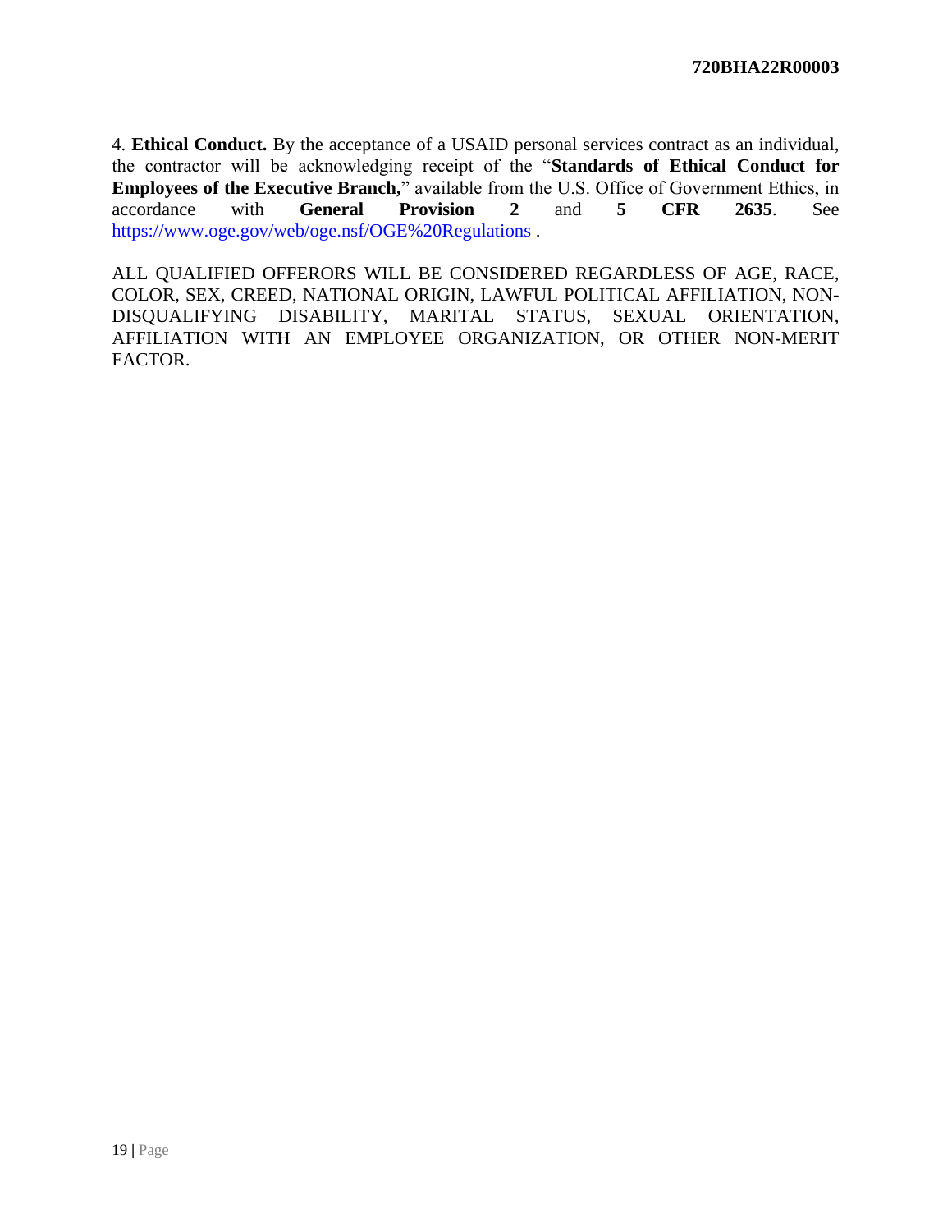4. **Ethical Conduct.** By the acceptance of a USAID personal services contract as an individual, the contractor will be acknowledging receipt of the "**Standards of Ethical Conduct for Employees of the Executive Branch,**" available from the U.S. Office of Government Ethics, in accordance with **General Provision 2** and **5 CFR 2635**. See https://www.oge.gov/web/oge.nsf/OGE%20Regulations .

ALL QUALIFIED OFFERORS WILL BE CONSIDERED REGARDLESS OF AGE, RACE, COLOR, SEX, CREED, NATIONAL ORIGIN, LAWFUL POLITICAL AFFILIATION, NON-DISQUALIFYING DISABILITY, MARITAL STATUS, SEXUAL ORIENTATION, AFFILIATION WITH AN EMPLOYEE ORGANIZATION, OR OTHER NON-MERIT FACTOR.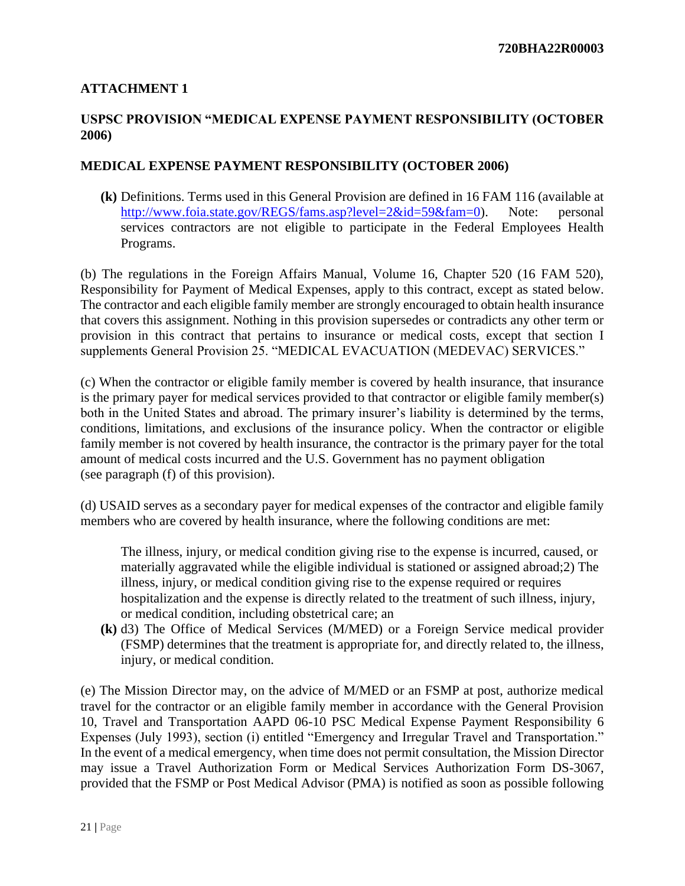## ATTACHMENT 1

## USPSC PROVISION "MEDICAL EXPENSE PAYMENT RESPONSIBILITY (OCTOBER 2006)

### MEDICAL EXPENSE PAYMENT RESPONSIBILITY (OCTOBER 2006)

**(k)** Definitions. Terms used in this General Provision are defined in 16 FAM 116 (available at http://www.foia.state.gov/REGS/fams.asp?level=2&id=59&fam=0). Note: personal services contractors are not eligible to participate in the Federal Employees Health Programs.

(b) The regulations in the Foreign Affairs Manual, Volume 16, Chapter 520 (16 FAM 520), Responsibility for Payment of Medical Expenses, apply to this contract, except as stated below. The contractor and each eligible family member are strongly encouraged to obtain health insurance that covers this assignment. Nothing in this provision supersedes or contradicts any other term or provision in this contract that pertains to insurance or medical costs, except that section I supplements General Provision 25. "MEDICAL EVACUATION (MEDEVAC) SERVICES."

(c) When the contractor or eligible family member is covered by health insurance, that insurance is the primary payer for medical services provided to that contractor or eligible family member(s) both in the United States and abroad. The primary insurer's liability is determined by the terms, conditions, limitations, and exclusions of the insurance policy. When the contractor or eligible family member is not covered by health insurance, the contractor is the primary payer for the total amount of medical costs incurred and the U.S. Government has no payment obligation (see paragraph (f) of this provision).

(d) USAID serves as a secondary payer for medical expenses of the contractor and eligible family members who are covered by health insurance, where the following conditions are met:

The illness, injury, or medical condition giving rise to the expense is incurred, caused, or materially aggravated while the eligible individual is stationed or assigned abroad;2) The illness, injury, or medical condition giving rise to the expense required or requires hospitalization and the expense is directly related to the treatment of such illness, injury, or medical condition, including obstetrical care; an

**(k)** d3) The Office of Medical Services (M/MED) or a Foreign Service medical provider (FSMP) determines that the treatment is appropriate for, and directly related to, the illness, injury, or medical condition.

(e) The Mission Director may, on the advice of M/MED or an FSMP at post, authorize medical travel for the contractor or an eligible family member in accordance with the General Provision 10, Travel and Transportation AAPD 06-10 PSC Medical Expense Payment Responsibility 6 Expenses (July 1993), section (i) entitled "Emergency and Irregular Travel and Transportation." In the event of a medical emergency, when time does not permit consultation, the Mission Director may issue a Travel Authorization Form or Medical Services Authorization Form DS-3067, provided that the FSMP or Post Medical Advisor (PMA) is notified as soon as possible following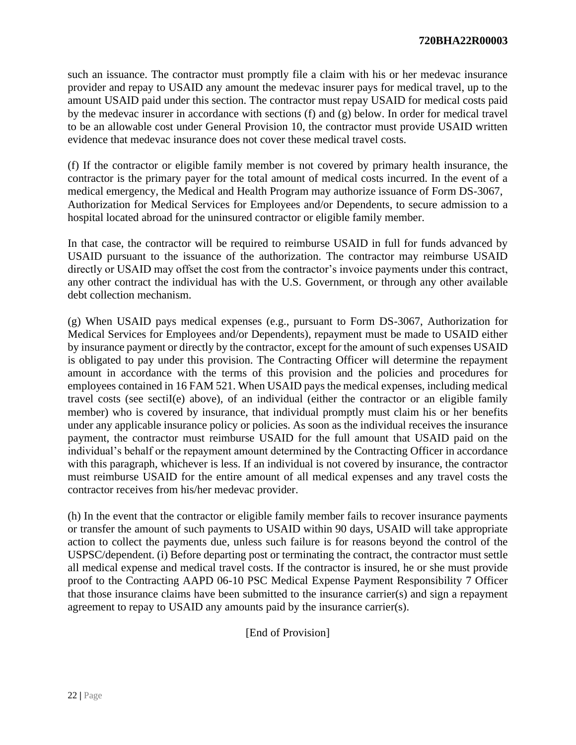such an issuance. The contractor must promptly file a claim with his or her medevac insurance provider and repay to USAID any amount the medevac insurer pays for medical travel, up to the amount USAID paid under this section. The contractor must repay USAID for medical costs paid by the medevac insurer in accordance with sections (f) and (g) below. In order for medical travel to be an allowable cost under General Provision 10, the contractor must provide USAID written evidence that medevac insurance does not cover these medical travel costs.

(f) If the contractor or eligible family member is not covered by primary health insurance, the contractor is the primary payer for the total amount of medical costs incurred. In the event of a medical emergency, the Medical and Health Program may authorize issuance of Form DS-3067, Authorization for Medical Services for Employees and/or Dependents, to secure admission to a hospital located abroad for the uninsured contractor or eligible family member.

In that case, the contractor will be required to reimburse USAID in full for funds advanced by USAID pursuant to the issuance of the authorization. The contractor may reimburse USAID directly or USAID may offset the cost from the contractor's invoice payments under this contract, any other contract the individual has with the U.S. Government, or through any other available debt collection mechanism.

(g) When USAID pays medical expenses (e.g., pursuant to Form DS-3067, Authorization for Medical Services for Employees and/or Dependents), repayment must be made to USAID either by insurance payment or directly by the contractor, except for the amount of such expenses USAID is obligated to pay under this provision. The Contracting Officer will determine the repayment amount in accordance with the terms of this provision and the policies and procedures for employees contained in 16 FAM 521. When USAID pays the medical expenses, including medical travel costs (see sectiI(e) above), of an individual (either the contractor or an eligible family member) who is covered by insurance, that individual promptly must claim his or her benefits under any applicable insurance policy or policies. As soon as the individual receives the insurance payment, the contractor must reimburse USAID for the full amount that USAID paid on the individual's behalf or the repayment amount determined by the Contracting Officer in accordance with this paragraph, whichever is less. If an individual is not covered by insurance, the contractor must reimburse USAID for the entire amount of all medical expenses and any travel costs the contractor receives from his/her medevac provider.

(h) In the event that the contractor or eligible family member fails to recover insurance payments or transfer the amount of such payments to USAID within 90 days, USAID will take appropriate action to collect the payments due, unless such failure is for reasons beyond the control of the USPSC/dependent. (i) Before departing post or terminating the contract, the contractor must settle all medical expense and medical travel costs. If the contractor is insured, he or she must provide proof to the Contracting AAPD 06-10 PSC Medical Expense Payment Responsibility 7 Officer that those insurance claims have been submitted to the insurance carrier(s) and sign a repayment agreement to repay to USAID any amounts paid by the insurance carrier(s).

[End of Provision]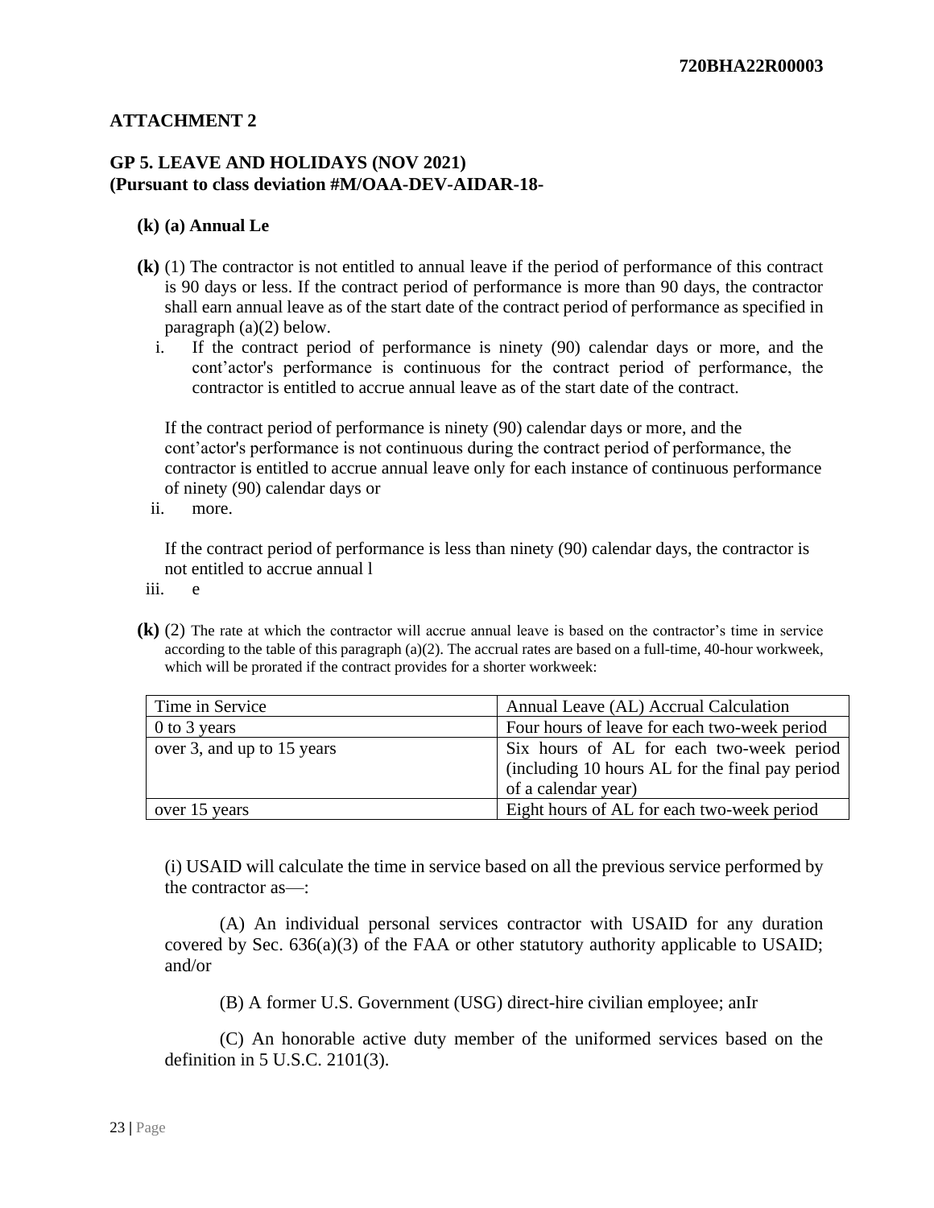## ATTACHMENT 2

### GP 5. LEAVE AND HOLIDAYS (NOV 2021)
### (Pursuant to class deviation #M/OAA-DEV-AIDAR-18-

**(k) (a) Annual Le**

**(k)** (1) The contractor is not entitled to annual leave if the period of performance of this contract is 90 days or less. If the contract period of performance is more than 90 days, the contractor shall earn annual leave as of the start date of the contract period of performance as specified in paragraph (a)(2) below.

i. If the contract period of performance is ninety (90) calendar days or more, and the cont'actor's performance is continuous for the contract period of performance, the contractor is entitled to accrue annual leave as of the start date of the contract.

If the contract period of performance is ninety (90) calendar days or more, and the cont'actor's performance is not continuous during the contract period of performance, the contractor is entitled to accrue annual leave only for each instance of continuous performance of ninety (90) calendar days or

ii. more.

If the contract period of performance is less than ninety (90) calendar days, the contractor is not entitled to accrue annual l

iii. e

**(k)** (2) The rate at which the contractor will accrue annual leave is based on the contractor's time in service according to the table of this paragraph (a)(2). The accrual rates are based on a full-time, 40-hour workweek, which will be prorated if the contract provides for a shorter workweek:

| Time in Service | Annual Leave (AL) Accrual Calculation |
|---|---|
| 0 to 3 years | Four hours of leave for each two-week period |
| over 3, and up to 15 years | Six hours of AL for each two-week period (including 10 hours AL for the final pay period of a calendar year) |
| over 15 years | Eight hours of AL for each two-week period |

(i) USAID will calculate the time in service based on all the previous service performed by the contractor as—:

(A) An individual personal services contractor with USAID for any duration covered by Sec. 636(a)(3) of the FAA or other statutory authority applicable to USAID; and/or

(B) A former U.S. Government (USG) direct-hire civilian employee; anIr

(C) An honorable active duty member of the uniformed services based on the definition in 5 U.S.C. 2101(3).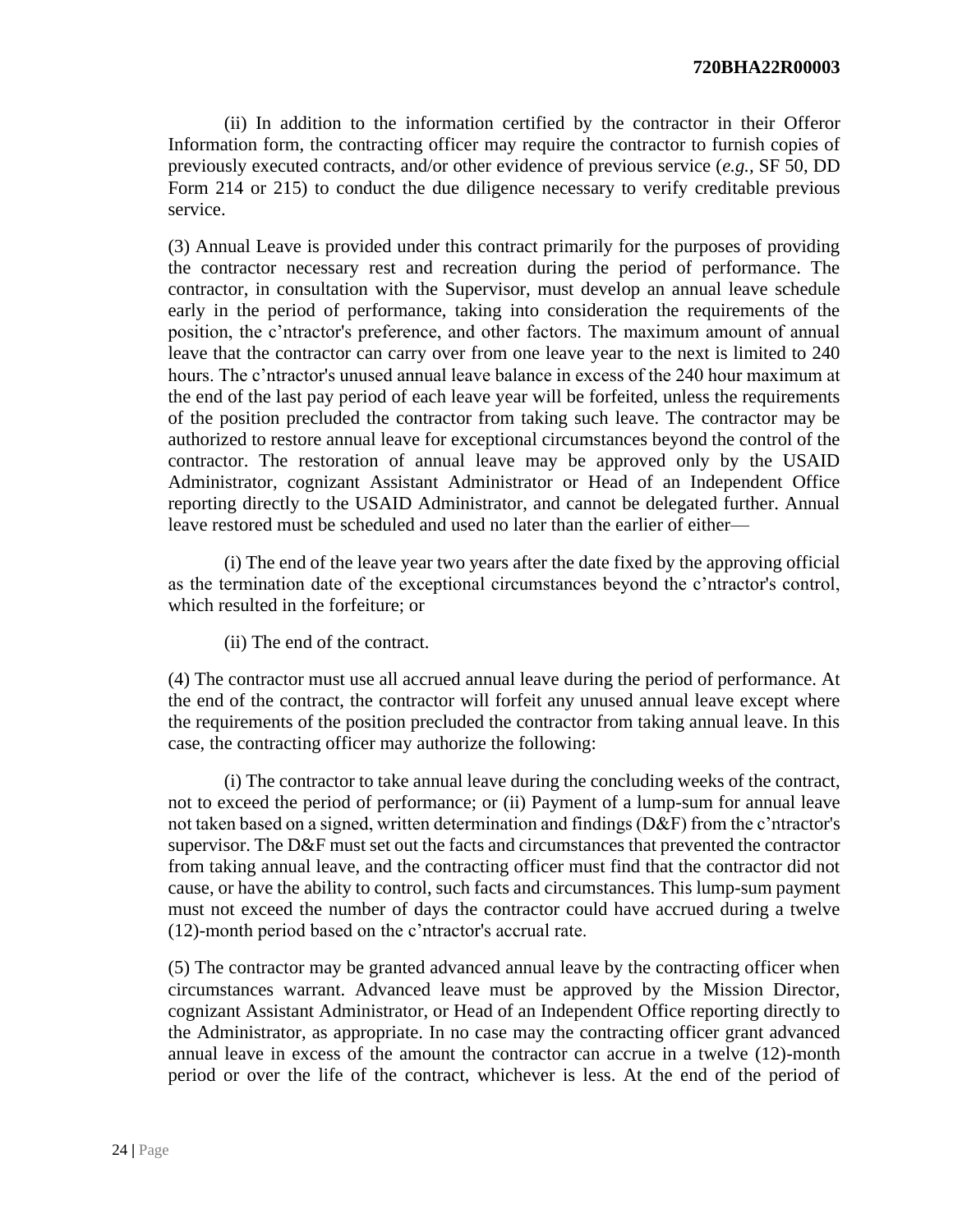(ii) In addition to the information certified by the contractor in their Offeror Information form, the contracting officer may require the contractor to furnish copies of previously executed contracts, and/or other evidence of previous service (*e.g.*, SF 50, DD Form 214 or 215) to conduct the due diligence necessary to verify creditable previous service.

(3) Annual Leave is provided under this contract primarily for the purposes of providing the contractor necessary rest and recreation during the period of performance. The contractor, in consultation with the Supervisor, must develop an annual leave schedule early in the period of performance, taking into consideration the requirements of the position, the c'ntractor's preference, and other factors. The maximum amount of annual leave that the contractor can carry over from one leave year to the next is limited to 240 hours. The c'ntractor's unused annual leave balance in excess of the 240 hour maximum at the end of the last pay period of each leave year will be forfeited, unless the requirements of the position precluded the contractor from taking such leave. The contractor may be authorized to restore annual leave for exceptional circumstances beyond the control of the contractor. The restoration of annual leave may be approved only by the USAID Administrator, cognizant Assistant Administrator or Head of an Independent Office reporting directly to the USAID Administrator, and cannot be delegated further. Annual leave restored must be scheduled and used no later than the earlier of either—

(i) The end of the leave year two years after the date fixed by the approving official as the termination date of the exceptional circumstances beyond the c'ntractor's control, which resulted in the forfeiture; or

(ii) The end of the contract.

(4) The contractor must use all accrued annual leave during the period of performance. At the end of the contract, the contractor will forfeit any unused annual leave except where the requirements of the position precluded the contractor from taking annual leave. In this case, the contracting officer may authorize the following:

(i) The contractor to take annual leave during the concluding weeks of the contract, not to exceed the period of performance; or (ii) Payment of a lump-sum for annual leave not taken based on a signed, written determination and findings (D&F) from the c'ntractor's supervisor. The D&F must set out the facts and circumstances that prevented the contractor from taking annual leave, and the contracting officer must find that the contractor did not cause, or have the ability to control, such facts and circumstances. This lump-sum payment must not exceed the number of days the contractor could have accrued during a twelve (12)-month period based on the c'ntractor's accrual rate.

(5) The contractor may be granted advanced annual leave by the contracting officer when circumstances warrant. Advanced leave must be approved by the Mission Director, cognizant Assistant Administrator, or Head of an Independent Office reporting directly to the Administrator, as appropriate. In no case may the contracting officer grant advanced annual leave in excess of the amount the contractor can accrue in a twelve (12)-month period or over the life of the contract, whichever is less. At the end of the period of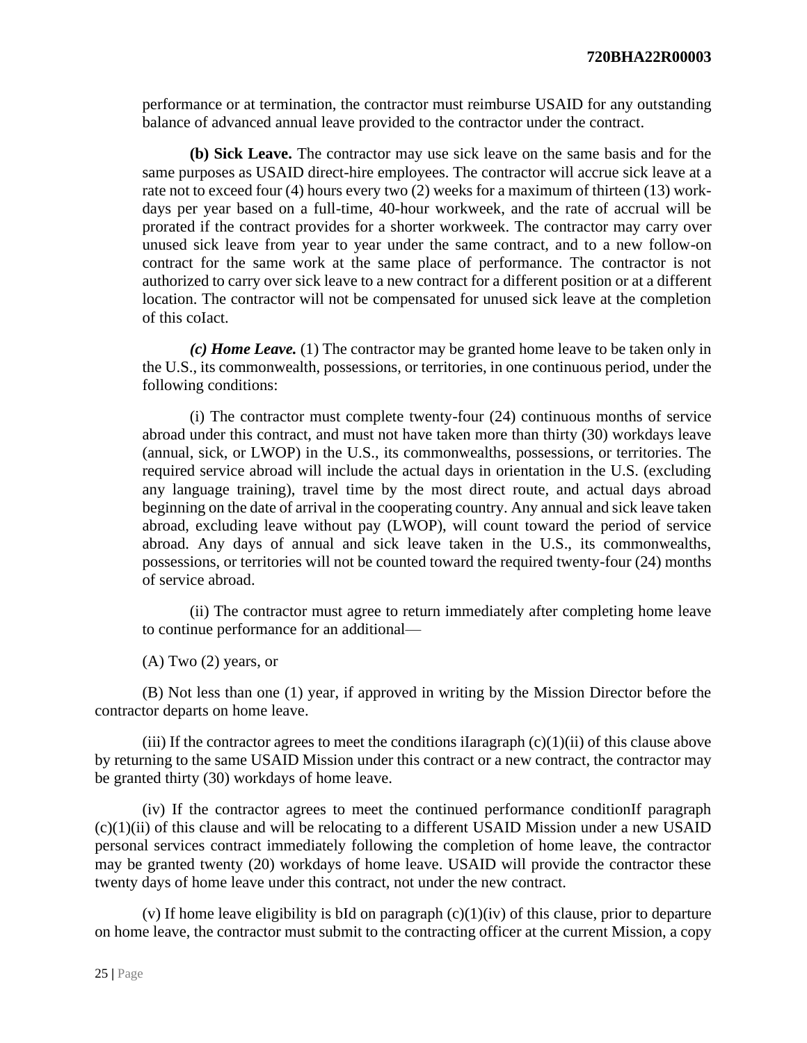performance or at termination, the contractor must reimburse USAID for any outstanding balance of advanced annual leave provided to the contractor under the contract.

**(b) Sick Leave.** The contractor may use sick leave on the same basis and for the same purposes as USAID direct-hire employees. The contractor will accrue sick leave at a rate not to exceed four (4) hours every two (2) weeks for a maximum of thirteen (13) work-days per year based on a full-time, 40-hour workweek, and the rate of accrual will be prorated if the contract provides for a shorter workweek. The contractor may carry over unused sick leave from year to year under the same contract, and to a new follow-on contract for the same work at the same place of performance. The contractor is not authorized to carry over sick leave to a new contract for a different position or at a different location. The contractor will not be compensated for unused sick leave at the completion of this coIact.

***(c) Home Leave.*** (1) The contractor may be granted home leave to be taken only in the U.S., its commonwealth, possessions, or territories, in one continuous period, under the following conditions:

(i) The contractor must complete twenty-four (24) continuous months of service abroad under this contract, and must not have taken more than thirty (30) workdays leave (annual, sick, or LWOP) in the U.S., its commonwealths, possessions, or territories. The required service abroad will include the actual days in orientation in the U.S. (excluding any language training), travel time by the most direct route, and actual days abroad beginning on the date of arrival in the cooperating country. Any annual and sick leave taken abroad, excluding leave without pay (LWOP), will count toward the period of service abroad. Any days of annual and sick leave taken in the U.S., its commonwealths, possessions, or territories will not be counted toward the required twenty-four (24) months of service abroad.

(ii) The contractor must agree to return immediately after completing home leave to continue performance for an additional—

(A) Two (2) years, or

(B) Not less than one (1) year, if approved in writing by the Mission Director before the contractor departs on home leave.

(iii) If the contractor agrees to meet the conditions iIaragraph (c)(1)(ii) of this clause above by returning to the same USAID Mission under this contract or a new contract, the contractor may be granted thirty (30) workdays of home leave.

(iv) If the contractor agrees to meet the continued performance conditionIf paragraph (c)(1)(ii) of this clause and will be relocating to a different USAID Mission under a new USAID personal services contract immediately following the completion of home leave, the contractor may be granted twenty (20) workdays of home leave. USAID will provide the contractor these twenty days of home leave under this contract, not under the new contract.

(v) If home leave eligibility is bId on paragraph (c)(1)(iv) of this clause, prior to departure on home leave, the contractor must submit to the contracting officer at the current Mission, a copy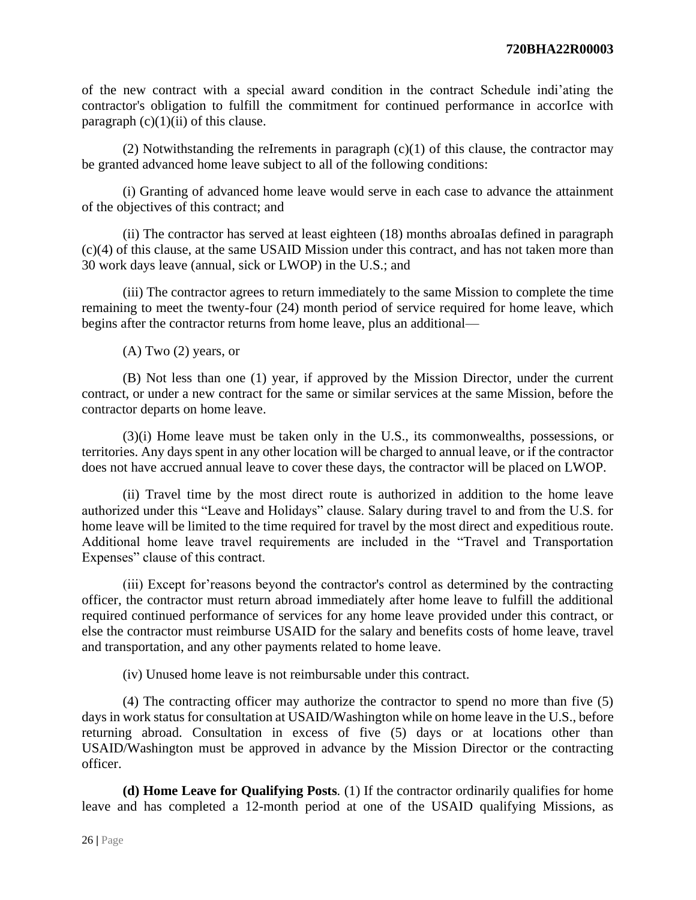of the new contract with a special award condition in the contract Schedule indi’ating the contractor's obligation to fulfill the commitment for continued performance in accorIce with paragraph (c)(1)(ii) of this clause.

(2) Notwithstanding the reIrements in paragraph (c)(1) of this clause, the contractor may be granted advanced home leave subject to all of the following conditions:

(i) Granting of advanced home leave would serve in each case to advance the attainment of the objectives of this contract; and

(ii) The contractor has served at least eighteen (18) months abroaIas defined in paragraph (c)(4) of this clause, at the same USAID Mission under this contract, and has not taken more than 30 work days leave (annual, sick or LWOP) in the U.S.; and

(iii) The contractor agrees to return immediately to the same Mission to complete the time remaining to meet the twenty-four (24) month period of service required for home leave, which begins after the contractor returns from home leave, plus an additional—

(A) Two (2) years, or

(B) Not less than one (1) year, if approved by the Mission Director, under the current contract, or under a new contract for the same or similar services at the same Mission, before the contractor departs on home leave.

(3)(i) Home leave must be taken only in the U.S., its commonwealths, possessions, or territories. Any days spent in any other location will be charged to annual leave, or if the contractor does not have accrued annual leave to cover these days, the contractor will be placed on LWOP.

(ii) Travel time by the most direct route is authorized in addition to the home leave authorized under this “Leave and Holidays” clause. Salary during travel to and from the U.S. for home leave will be limited to the time required for travel by the most direct and expeditious route. Additional home leave travel requirements are included in the “Travel and Transportation Expenses” clause of this contract.

(iii) Except for’reasons beyond the contractor's control as determined by the contracting officer, the contractor must return abroad immediately after home leave to fulfill the additional required continued performance of services for any home leave provided under this contract, or else the contractor must reimburse USAID for the salary and benefits costs of home leave, travel and transportation, and any other payments related to home leave.

(iv) Unused home leave is not reimbursable under this contract.

(4) The contracting officer may authorize the contractor to spend no more than five (5) days in work status for consultation at USAID/Washington while on home leave in the U.S., before returning abroad. Consultation in excess of five (5) days or at locations other than USAID/Washington must be approved in advance by the Mission Director or the contracting officer.

**(d) Home Leave for Qualifying Posts**. (1) If the contractor ordinarily qualifies for home leave and has completed a 12-month period at one of the USAID qualifying Missions, as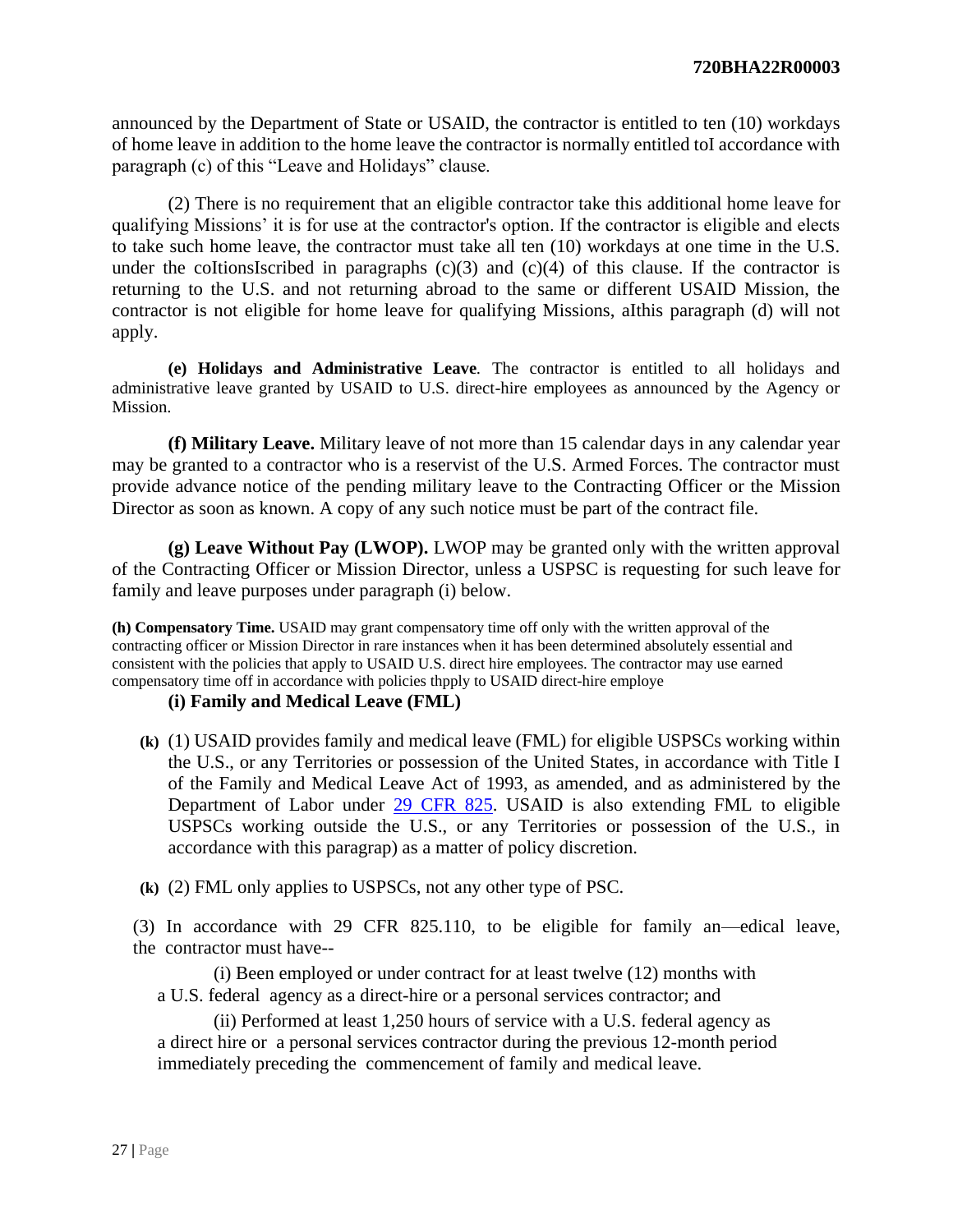announced by the Department of State or USAID, the contractor is entitled to ten (10) workdays of home leave in addition to the home leave the contractor is normally entitled toI accordance with paragraph (c) of this "Leave and Holidays" clause.

(2) There is no requirement that an eligible contractor take this additional home leave for qualifying Missions' it is for use at the contractor's option. If the contractor is eligible and elects to take such home leave, the contractor must take all ten (10) workdays at one time in the U.S. under the coItionsIscribed in paragraphs (c)(3) and (c)(4) of this clause. If the contractor is returning to the U.S. and not returning abroad to the same or different USAID Mission, the contractor is not eligible for home leave for qualifying Missions, aIthis paragraph (d) will not apply.

**(e) Holidays and Administrative Leave**. The contractor is entitled to all holidays and administrative leave granted by USAID to U.S. direct-hire employees as announced by the Agency or Mission.

**(f) Military Leave.** Military leave of not more than 15 calendar days in any calendar year may be granted to a contractor who is a reservist of the U.S. Armed Forces. The contractor must provide advance notice of the pending military leave to the Contracting Officer or the Mission Director as soon as known. A copy of any such notice must be part of the contract file.

**(g) Leave Without Pay (LWOP).** LWOP may be granted only with the written approval of the Contracting Officer or Mission Director, unless a USPSC is requesting for such leave for family and leave purposes under paragraph (i) below.

**(h) Compensatory Time.** USAID may grant compensatory time off only with the written approval of the contracting officer or Mission Director in rare instances when it has been determined absolutely essential and consistent with the policies that apply to USAID U.S. direct hire employees. The contractor may use earned compensatory time off in accordance with policies thpply to USAID direct-hire employe

**(i) Family and Medical Leave (FML)**

**(k)** (1) USAID provides family and medical leave (FML) for eligible USPSCs working within the U.S., or any Territories or possession of the United States, in accordance with Title I of the Family and Medical Leave Act of 1993, as amended, and as administered by the Department of Labor under [29 CFR 825](). USAID is also extending FML to eligible USPSCs working outside the U.S., or any Territories or possession of the U.S., in accordance with this paragrap) as a matter of policy discretion.

**(k)** (2) FML only applies to USPSCs, not any other type of PSC.

(3) In accordance with 29 CFR 825.110, to be eligible for family an—edical leave, the contractor must have--

(i) Been employed or under contract for at least twelve (12) months with a U.S. federal agency as a direct-hire or a personal services contractor; and

(ii) Performed at least 1,250 hours of service with a U.S. federal agency as a direct hire or a personal services contractor during the previous 12-month period immediately preceding the commencement of family and medical leave.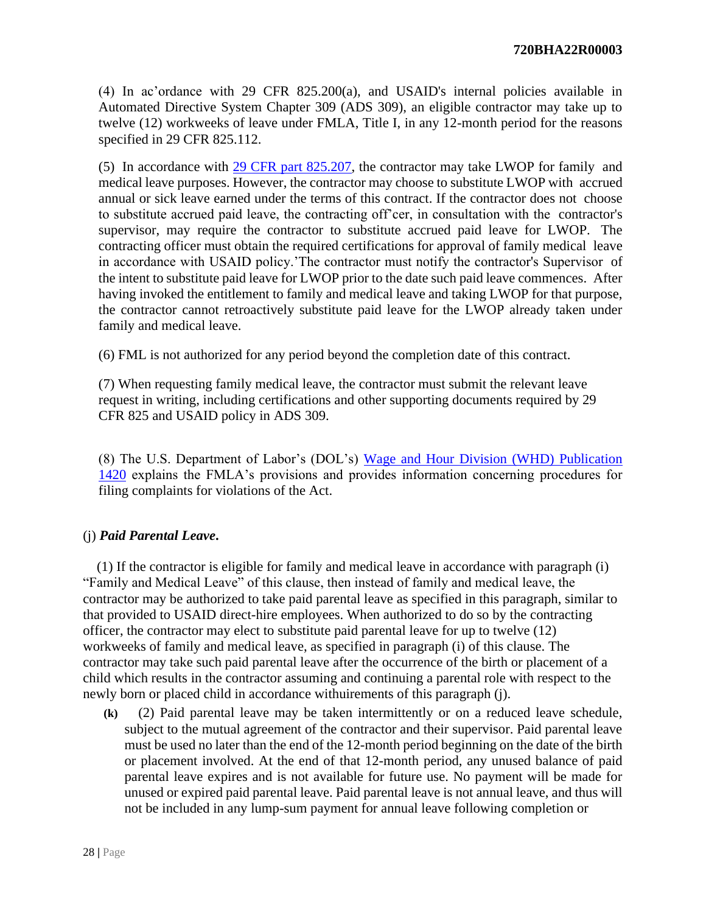(4) In ac'ordance with 29 CFR 825.200(a), and USAID's internal policies available in Automated Directive System Chapter 309 (ADS 309), an eligible contractor may take up to twelve (12) workweeks of leave under FMLA, Title I, in any 12-month period for the reasons specified in 29 CFR 825.112.

(5) In accordance with [29 CFR part 825.207](), the contractor may take LWOP for family and medical leave purposes. However, the contractor may choose to substitute LWOP with accrued annual or sick leave earned under the terms of this contract. If the contractor does not choose to substitute accrued paid leave, the contracting off'cer, in consultation with the contractor's supervisor, may require the contractor to substitute accrued paid leave for LWOP. The contracting officer must obtain the required certifications for approval of family medical leave in accordance with USAID policy.'The contractor must notify the contractor's Supervisor of the intent to substitute paid leave for LWOP prior to the date such paid leave commences. After having invoked the entitlement to family and medical leave and taking LWOP for that purpose, the contractor cannot retroactively substitute paid leave for the LWOP already taken under family and medical leave.

(6) FML is not authorized for any period beyond the completion date of this contract.

(7) When requesting family medical leave, the contractor must submit the relevant leave request in writing, including certifications and other supporting documents required by 29 CFR 825 and USAID policy in ADS 309.

(8) The U.S. Department of Labor's (DOL's) [Wage and Hour Division (WHD) Publication 1420]() explains the FMLA's provisions and provides information concerning procedures for filing complaints for violations of the Act.

(j) ***Paid Parental Leave***.

(1) If the contractor is eligible for family and medical leave in accordance with paragraph (i) "Family and Medical Leave" of this clause, then instead of family and medical leave, the contractor may be authorized to take paid parental leave as specified in this paragraph, similar to that provided to USAID direct-hire employees. When authorized to do so by the contracting officer, the contractor may elect to substitute paid parental leave for up to twelve (12) workweeks of family and medical leave, as specified in paragraph (i) of this clause. The contractor may take such paid parental leave after the occurrence of the birth or placement of a child which results in the contractor assuming and continuing a parental role with respect to the newly born or placed child in accordance withuirements of this paragraph (j).

**(k)** (2) Paid parental leave may be taken intermittently or on a reduced leave schedule, subject to the mutual agreement of the contractor and their supervisor. Paid parental leave must be used no later than the end of the 12-month period beginning on the date of the birth or placement involved. At the end of that 12-month period, any unused balance of paid parental leave expires and is not available for future use. No payment will be made for unused or expired paid parental leave. Paid parental leave is not annual leave, and thus will not be included in any lump-sum payment for annual leave following completion or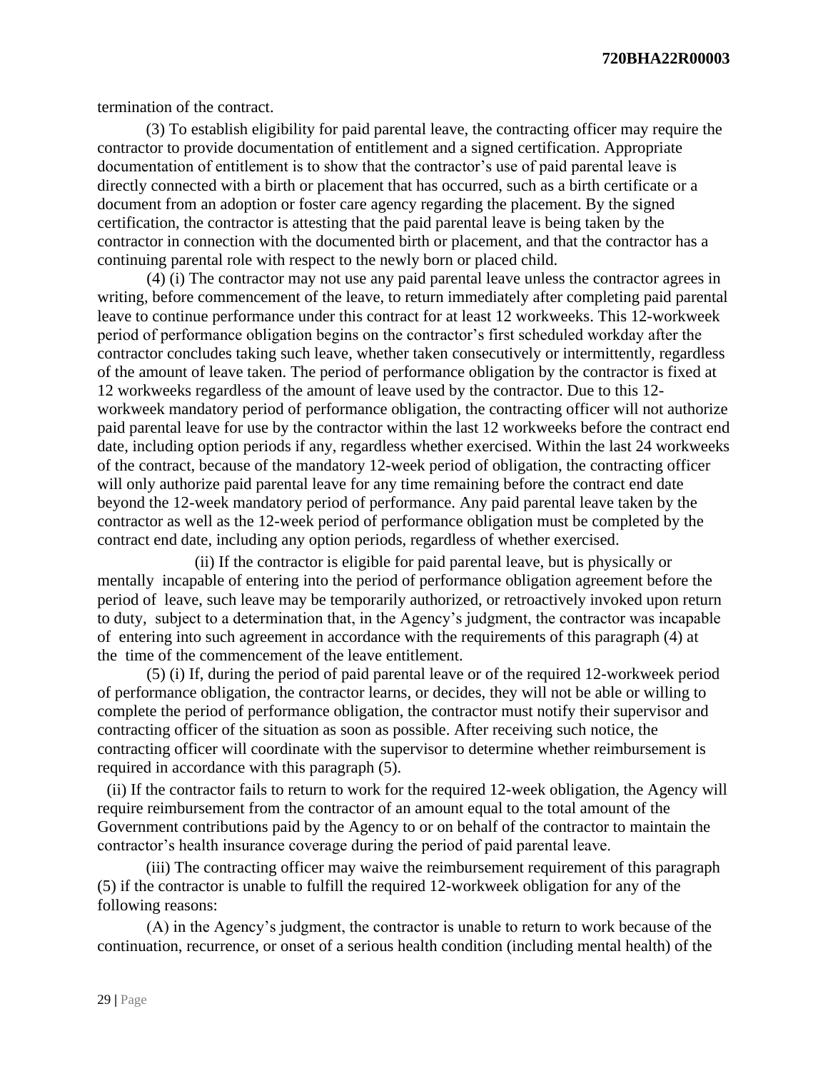termination of the contract.

(3) To establish eligibility for paid parental leave, the contracting officer may require the contractor to provide documentation of entitlement and a signed certification. Appropriate documentation of entitlement is to show that the contractor's use of paid parental leave is directly connected with a birth or placement that has occurred, such as a birth certificate or a document from an adoption or foster care agency regarding the placement. By the signed certification, the contractor is attesting that the paid parental leave is being taken by the contractor in connection with the documented birth or placement, and that the contractor has a continuing parental role with respect to the newly born or placed child.

(4) (i) The contractor may not use any paid parental leave unless the contractor agrees in writing, before commencement of the leave, to return immediately after completing paid parental leave to continue performance under this contract for at least 12 workweeks. This 12-workweek period of performance obligation begins on the contractor's first scheduled workday after the contractor concludes taking such leave, whether taken consecutively or intermittently, regardless of the amount of leave taken. The period of performance obligation by the contractor is fixed at 12 workweeks regardless of the amount of leave used by the contractor. Due to this 12-workweek mandatory period of performance obligation, the contracting officer will not authorize paid parental leave for use by the contractor within the last 12 workweeks before the contract end date, including option periods if any, regardless whether exercised. Within the last 24 workweeks of the contract, because of the mandatory 12-week period of obligation, the contracting officer will only authorize paid parental leave for any time remaining before the contract end date beyond the 12-week mandatory period of performance. Any paid parental leave taken by the contractor as well as the 12-week period of performance obligation must be completed by the contract end date, including any option periods, regardless of whether exercised.

(ii) If the contractor is eligible for paid parental leave, but is physically or mentally incapable of entering into the period of performance obligation agreement before the period of leave, such leave may be temporarily authorized, or retroactively invoked upon return to duty, subject to a determination that, in the Agency's judgment, the contractor was incapable of entering into such agreement in accordance with the requirements of this paragraph (4) at the time of the commencement of the leave entitlement.

(5) (i) If, during the period of paid parental leave or of the required 12-workweek period of performance obligation, the contractor learns, or decides, they will not be able or willing to complete the period of performance obligation, the contractor must notify their supervisor and contracting officer of the situation as soon as possible. After receiving such notice, the contracting officer will coordinate with the supervisor to determine whether reimbursement is required in accordance with this paragraph (5).

(ii) If the contractor fails to return to work for the required 12-week obligation, the Agency will require reimbursement from the contractor of an amount equal to the total amount of the Government contributions paid by the Agency to or on behalf of the contractor to maintain the contractor's health insurance coverage during the period of paid parental leave.

(iii) The contracting officer may waive the reimbursement requirement of this paragraph (5) if the contractor is unable to fulfill the required 12-workweek obligation for any of the following reasons:

(A) in the Agency's judgment, the contractor is unable to return to work because of the continuation, recurrence, or onset of a serious health condition (including mental health) of the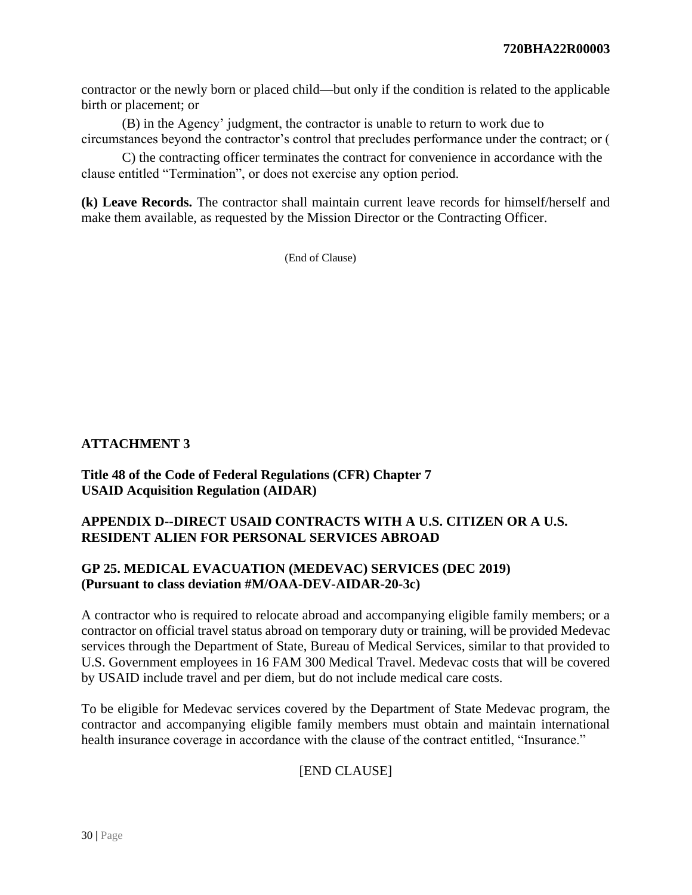contractor or the newly born or placed child—but only if the condition is related to the applicable birth or placement; or

(B) in the Agency' judgment, the contractor is unable to return to work due to circumstances beyond the contractor's control that precludes performance under the contract; or (

C) the contracting officer terminates the contract for convenience in accordance with the clause entitled "Termination", or does not exercise any option period.

**(k) Leave Records.** The contractor shall maintain current leave records for himself/herself and make them available, as requested by the Mission Director or the Contracting Officer.

(End of Clause)

## ATTACHMENT 3

**Title 48 of the Code of Federal Regulations (CFR) Chapter 7**
**USAID Acquisition Regulation (AIDAR)**

**APPENDIX D--DIRECT USAID CONTRACTS WITH A U.S. CITIZEN OR A U.S. RESIDENT ALIEN FOR PERSONAL SERVICES ABROAD**

**GP 25. MEDICAL EVACUATION (MEDEVAC) SERVICES (DEC 2019)**
**(Pursuant to class deviation #M/OAA-DEV-AIDAR-20-3c)**

A contractor who is required to relocate abroad and accompanying eligible family members; or a contractor on official travel status abroad on temporary duty or training, will be provided Medevac services through the Department of State, Bureau of Medical Services, similar to that provided to U.S. Government employees in 16 FAM 300 Medical Travel. Medevac costs that will be covered by USAID include travel and per diem, but do not include medical care costs.

To be eligible for Medevac services covered by the Department of State Medevac program, the contractor and accompanying eligible family members must obtain and maintain international health insurance coverage in accordance with the clause of the contract entitled, "Insurance."

[END CLAUSE]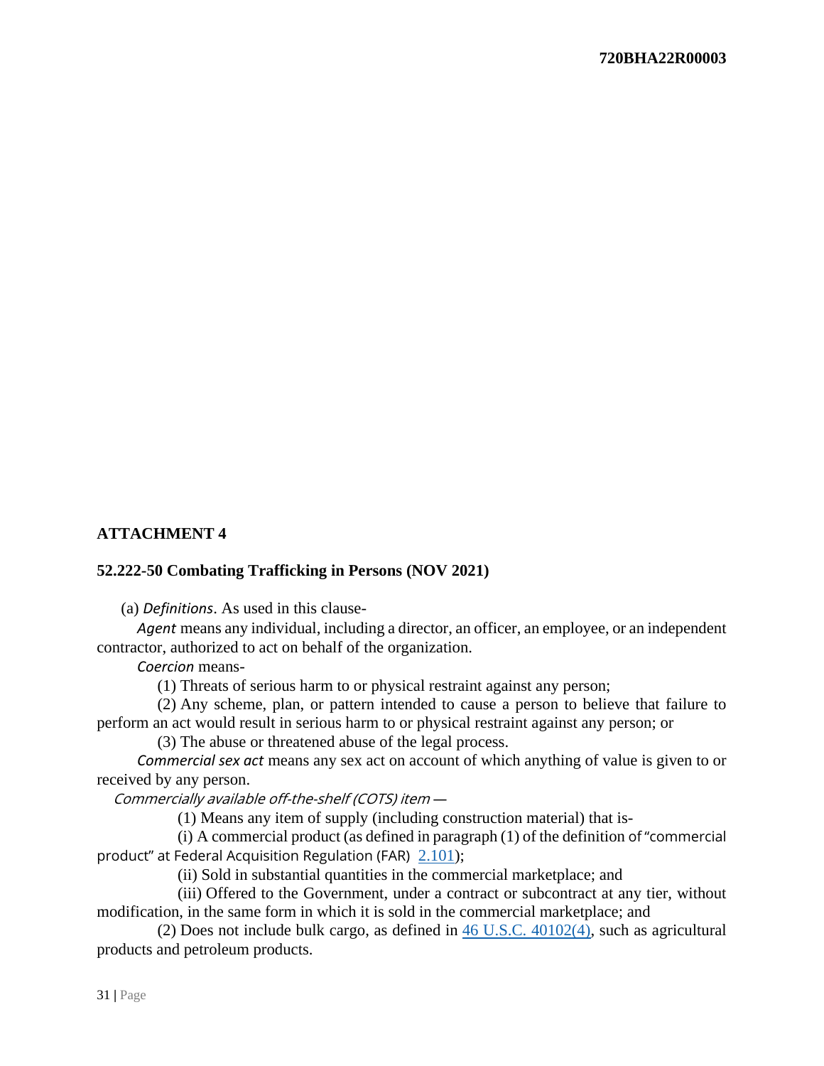## ATTACHMENT 4

### 52.222-50 Combating Trafficking in Persons (NOV 2021)

(a) *Definitions*. As used in this clause-

*Agent* means any individual, including a director, an officer, an employee, or an independent contractor, authorized to act on behalf of the organization.

*Coercion* means-

(1) Threats of serious harm to or physical restraint against any person;

(2) Any scheme, plan, or pattern intended to cause a person to believe that failure to perform an act would result in serious harm to or physical restraint against any person; or

(3) The abuse or threatened abuse of the legal process.

*Commercial sex act* means any sex act on account of which anything of value is given to or received by any person.

*Commercially available off-the-shelf (COTS) item* —

(1) Means any item of supply (including construction material) that is-

(i) A commercial product (as defined in paragraph (1) of the definition of "commercial product" at Federal Acquisition Regulation (FAR) 2.101);

(ii) Sold in substantial quantities in the commercial marketplace; and

(iii) Offered to the Government, under a contract or subcontract at any tier, without modification, in the same form in which it is sold in the commercial marketplace; and

(2) Does not include bulk cargo, as defined in 46 U.S.C. 40102(4), such as agricultural products and petroleum products.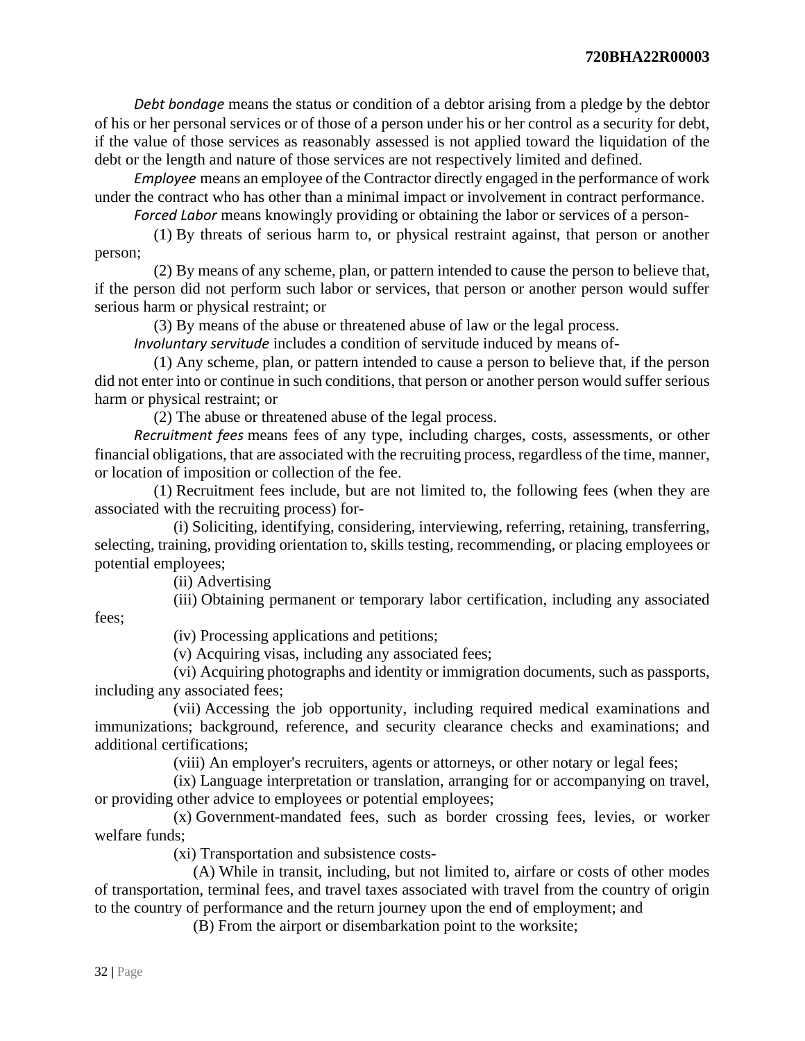*Debt bondage* means the status or condition of a debtor arising from a pledge by the debtor of his or her personal services or of those of a person under his or her control as a security for debt, if the value of those services as reasonably assessed is not applied toward the liquidation of the debt or the length and nature of those services are not respectively limited and defined.

*Employee* means an employee of the Contractor directly engaged in the performance of work under the contract who has other than a minimal impact or involvement in contract performance.

*Forced Labor* means knowingly providing or obtaining the labor or services of a person-

(1) By threats of serious harm to, or physical restraint against, that person or another person;

(2) By means of any scheme, plan, or pattern intended to cause the person to believe that, if the person did not perform such labor or services, that person or another person would suffer serious harm or physical restraint; or

(3) By means of the abuse or threatened abuse of law or the legal process.

*Involuntary servitude* includes a condition of servitude induced by means of-

(1) Any scheme, plan, or pattern intended to cause a person to believe that, if the person did not enter into or continue in such conditions, that person or another person would suffer serious harm or physical restraint; or

(2) The abuse or threatened abuse of the legal process.

*Recruitment fees* means fees of any type, including charges, costs, assessments, or other financial obligations, that are associated with the recruiting process, regardless of the time, manner, or location of imposition or collection of the fee.

(1) Recruitment fees include, but are not limited to, the following fees (when they are associated with the recruiting process) for-

(i) Soliciting, identifying, considering, interviewing, referring, retaining, transferring, selecting, training, providing orientation to, skills testing, recommending, or placing employees or potential employees;

(ii) Advertising

(iii) Obtaining permanent or temporary labor certification, including any associated fees;

(iv) Processing applications and petitions;

(v) Acquiring visas, including any associated fees;

(vi) Acquiring photographs and identity or immigration documents, such as passports, including any associated fees;

(vii) Accessing the job opportunity, including required medical examinations and immunizations; background, reference, and security clearance checks and examinations; and additional certifications;

(viii) An employer's recruiters, agents or attorneys, or other notary or legal fees;

(ix) Language interpretation or translation, arranging for or accompanying on travel, or providing other advice to employees or potential employees;

(x) Government-mandated fees, such as border crossing fees, levies, or worker welfare funds;

(xi) Transportation and subsistence costs-

(A) While in transit, including, but not limited to, airfare or costs of other modes of transportation, terminal fees, and travel taxes associated with travel from the country of origin to the country of performance and the return journey upon the end of employment; and

(B) From the airport or disembarkation point to the worksite;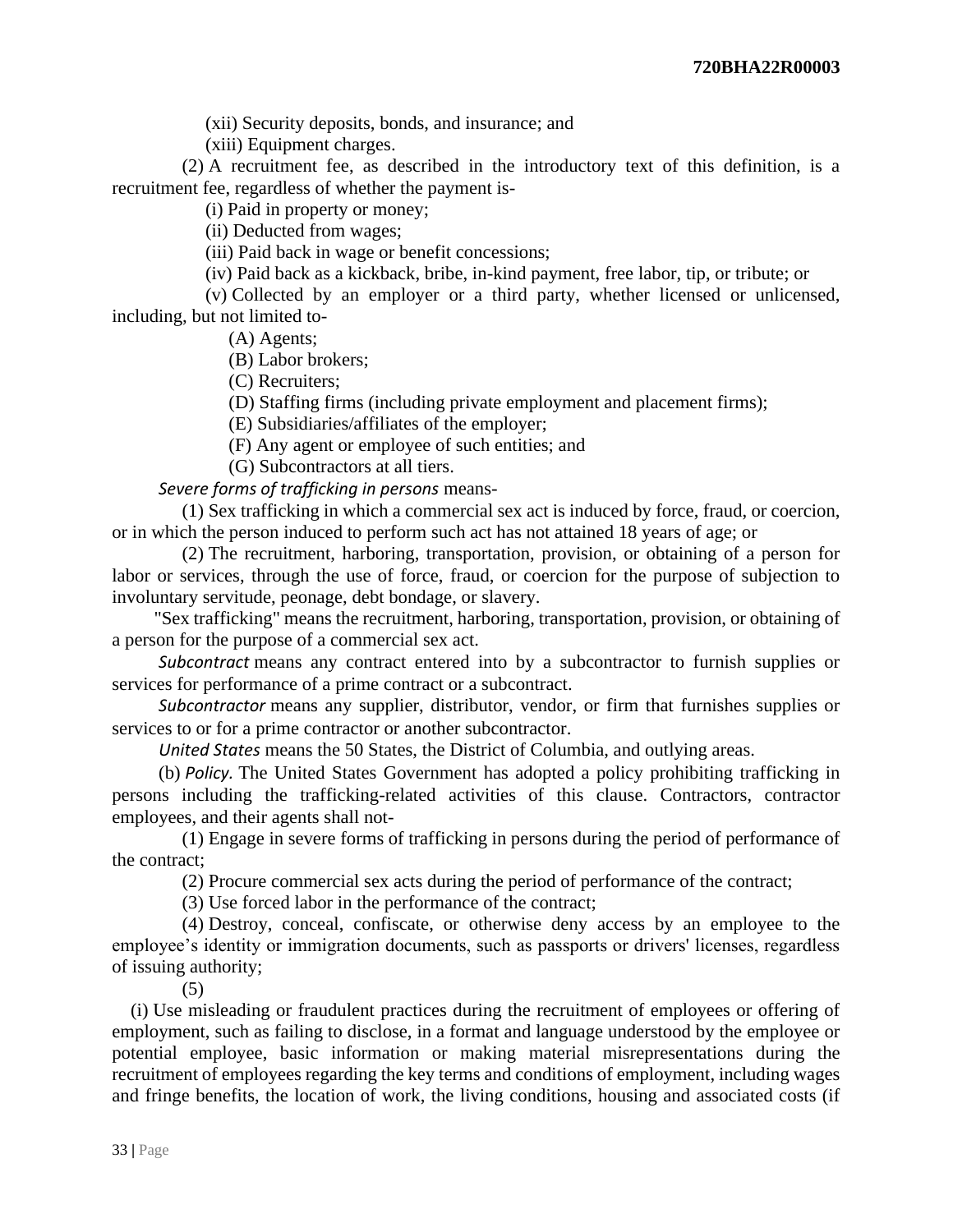(xii) Security deposits, bonds, and insurance; and

(xiii) Equipment charges.

(2) A recruitment fee, as described in the introductory text of this definition, is a recruitment fee, regardless of whether the payment is-

(i) Paid in property or money;

(ii) Deducted from wages;

(iii) Paid back in wage or benefit concessions;

(iv) Paid back as a kickback, bribe, in-kind payment, free labor, tip, or tribute; or

(v) Collected by an employer or a third party, whether licensed or unlicensed, including, but not limited to-

(A) Agents;

(B) Labor brokers;

(C) Recruiters;

(D) Staffing firms (including private employment and placement firms);

(E) Subsidiaries/affiliates of the employer;

(F) Any agent or employee of such entities; and

(G) Subcontractors at all tiers.

*Severe forms of trafficking in persons* means-

(1) Sex trafficking in which a commercial sex act is induced by force, fraud, or coercion, or in which the person induced to perform such act has not attained 18 years of age; or

(2) The recruitment, harboring, transportation, provision, or obtaining of a person for labor or services, through the use of force, fraud, or coercion for the purpose of subjection to involuntary servitude, peonage, debt bondage, or slavery.

"Sex trafficking" means the recruitment, harboring, transportation, provision, or obtaining of a person for the purpose of a commercial sex act.

*Subcontract* means any contract entered into by a subcontractor to furnish supplies or services for performance of a prime contract or a subcontract.

*Subcontractor* means any supplier, distributor, vendor, or firm that furnishes supplies or services to or for a prime contractor or another subcontractor.

*United States* means the 50 States, the District of Columbia, and outlying areas.

(b) *Policy.* The United States Government has adopted a policy prohibiting trafficking in persons including the trafficking-related activities of this clause. Contractors, contractor employees, and their agents shall not-

(1) Engage in severe forms of trafficking in persons during the period of performance of the contract;

(2) Procure commercial sex acts during the period of performance of the contract;

(3) Use forced labor in the performance of the contract;

(4) Destroy, conceal, confiscate, or otherwise deny access by an employee to the employee's identity or immigration documents, such as passports or drivers' licenses, regardless of issuing authority;

(5)

(i) Use misleading or fraudulent practices during the recruitment of employees or offering of employment, such as failing to disclose, in a format and language understood by the employee or potential employee, basic information or making material misrepresentations during the recruitment of employees regarding the key terms and conditions of employment, including wages and fringe benefits, the location of work, the living conditions, housing and associated costs (if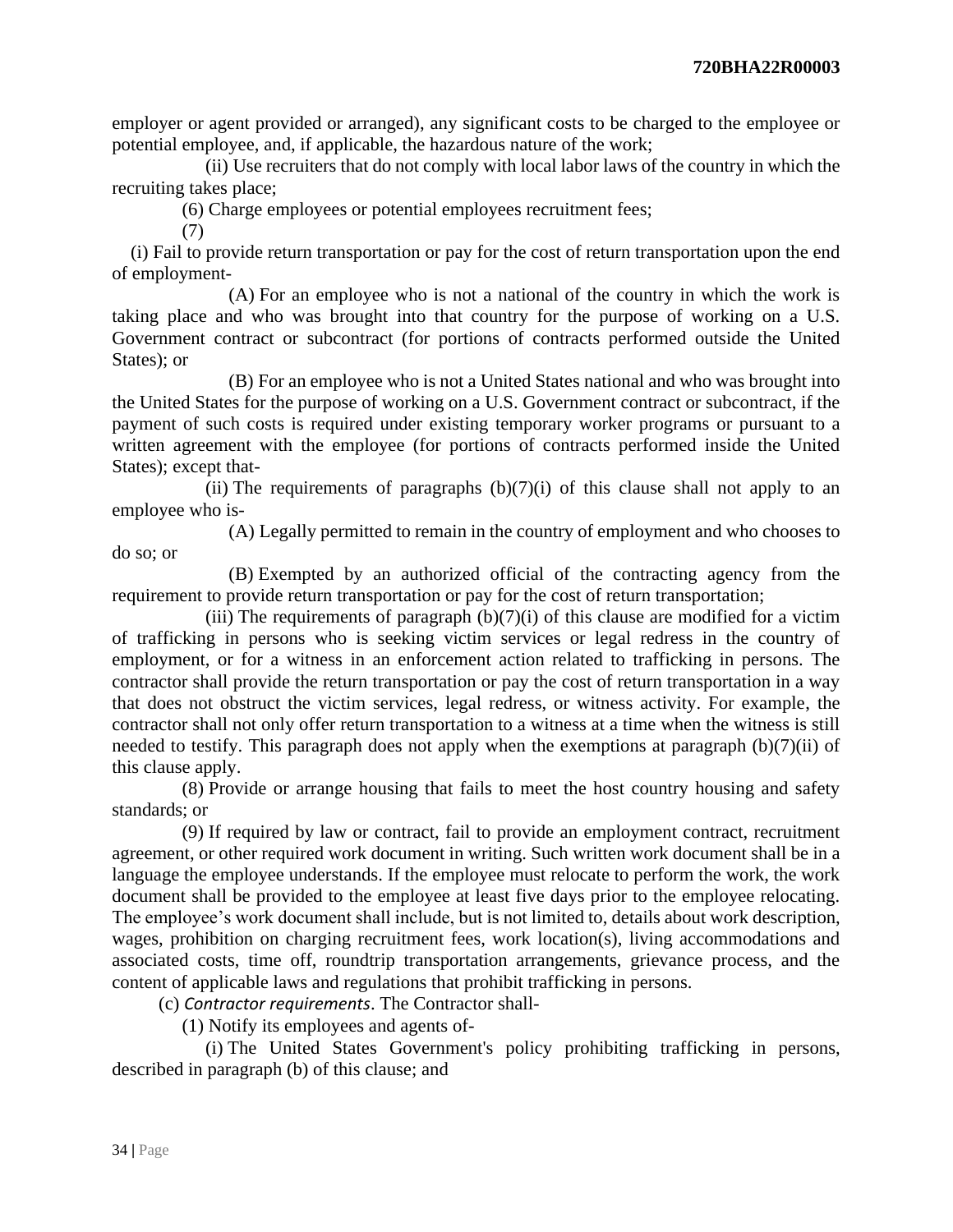employer or agent provided or arranged), any significant costs to be charged to the employee or potential employee, and, if applicable, the hazardous nature of the work;

(ii) Use recruiters that do not comply with local labor laws of the country in which the recruiting takes place;

(6) Charge employees or potential employees recruitment fees;

(7)

(i) Fail to provide return transportation or pay for the cost of return transportation upon the end of employment-

(A) For an employee who is not a national of the country in which the work is taking place and who was brought into that country for the purpose of working on a U.S. Government contract or subcontract (for portions of contracts performed outside the United States); or

(B) For an employee who is not a United States national and who was brought into the United States for the purpose of working on a U.S. Government contract or subcontract, if the payment of such costs is required under existing temporary worker programs or pursuant to a written agreement with the employee (for portions of contracts performed inside the United States); except that-

(ii) The requirements of paragraphs (b)(7)(i) of this clause shall not apply to an employee who is-

(A) Legally permitted to remain in the country of employment and who chooses to do so; or

(B) Exempted by an authorized official of the contracting agency from the requirement to provide return transportation or pay for the cost of return transportation;

(iii) The requirements of paragraph (b)(7)(i) of this clause are modified for a victim of trafficking in persons who is seeking victim services or legal redress in the country of employment, or for a witness in an enforcement action related to trafficking in persons. The contractor shall provide the return transportation or pay the cost of return transportation in a way that does not obstruct the victim services, legal redress, or witness activity. For example, the contractor shall not only offer return transportation to a witness at a time when the witness is still needed to testify. This paragraph does not apply when the exemptions at paragraph (b)(7)(ii) of this clause apply.

(8) Provide or arrange housing that fails to meet the host country housing and safety standards; or

(9) If required by law or contract, fail to provide an employment contract, recruitment agreement, or other required work document in writing. Such written work document shall be in a language the employee understands. If the employee must relocate to perform the work, the work document shall be provided to the employee at least five days prior to the employee relocating. The employee's work document shall include, but is not limited to, details about work description, wages, prohibition on charging recruitment fees, work location(s), living accommodations and associated costs, time off, roundtrip transportation arrangements, grievance process, and the content of applicable laws and regulations that prohibit trafficking in persons.

(c) *Contractor requirements*. The Contractor shall-

(1) Notify its employees and agents of-

(i) The United States Government's policy prohibiting trafficking in persons, described in paragraph (b) of this clause; and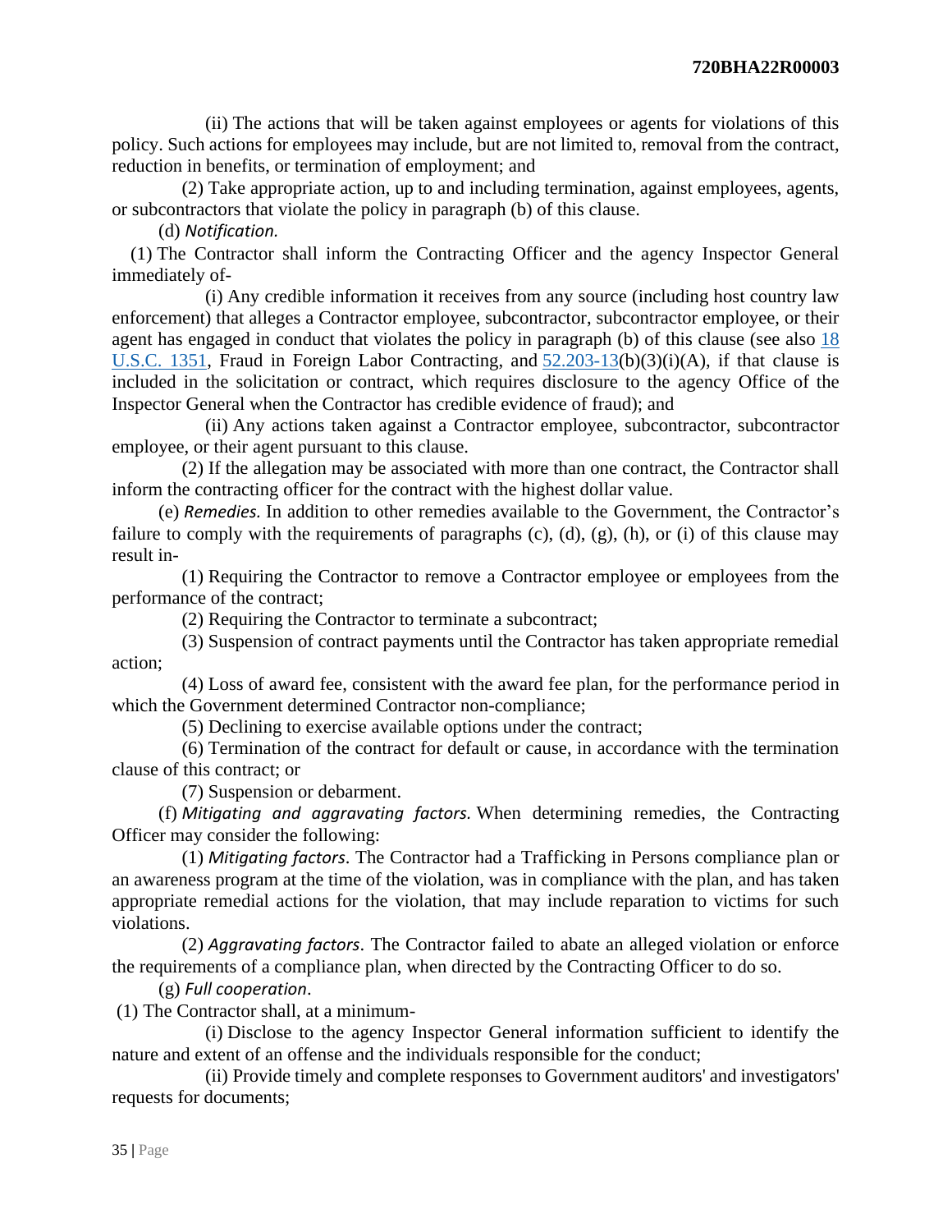(ii) The actions that will be taken against employees or agents for violations of this policy. Such actions for employees may include, but are not limited to, removal from the contract, reduction in benefits, or termination of employment; and

(2) Take appropriate action, up to and including termination, against employees, agents, or subcontractors that violate the policy in paragraph (b) of this clause.

(d) *Notification.*

(1) The Contractor shall inform the Contracting Officer and the agency Inspector General immediately of-

(i) Any credible information it receives from any source (including host country law enforcement) that alleges a Contractor employee, subcontractor, subcontractor employee, or their agent has engaged in conduct that violates the policy in paragraph (b) of this clause (see also 18 U.S.C. 1351, Fraud in Foreign Labor Contracting, and 52.203-13(b)(3)(i)(A), if that clause is included in the solicitation or contract, which requires disclosure to the agency Office of the Inspector General when the Contractor has credible evidence of fraud); and

(ii) Any actions taken against a Contractor employee, subcontractor, subcontractor employee, or their agent pursuant to this clause.

(2) If the allegation may be associated with more than one contract, the Contractor shall inform the contracting officer for the contract with the highest dollar value.

(e) *Remedies.* In addition to other remedies available to the Government, the Contractor's failure to comply with the requirements of paragraphs (c), (d), (g), (h), or (i) of this clause may result in-

(1) Requiring the Contractor to remove a Contractor employee or employees from the performance of the contract;

(2) Requiring the Contractor to terminate a subcontract;

(3) Suspension of contract payments until the Contractor has taken appropriate remedial action;

(4) Loss of award fee, consistent with the award fee plan, for the performance period in which the Government determined Contractor non-compliance;

(5) Declining to exercise available options under the contract;

(6) Termination of the contract for default or cause, in accordance with the termination clause of this contract; or

(7) Suspension or debarment.

(f) *Mitigating and aggravating factors.* When determining remedies, the Contracting Officer may consider the following:

(1) *Mitigating factors*. The Contractor had a Trafficking in Persons compliance plan or an awareness program at the time of the violation, was in compliance with the plan, and has taken appropriate remedial actions for the violation, that may include reparation to victims for such violations.

(2) *Aggravating factors*. The Contractor failed to abate an alleged violation or enforce the requirements of a compliance plan, when directed by the Contracting Officer to do so.

(g) *Full cooperation*.

(1) The Contractor shall, at a minimum-

(i) Disclose to the agency Inspector General information sufficient to identify the nature and extent of an offense and the individuals responsible for the conduct;

(ii) Provide timely and complete responses to Government auditors' and investigators' requests for documents;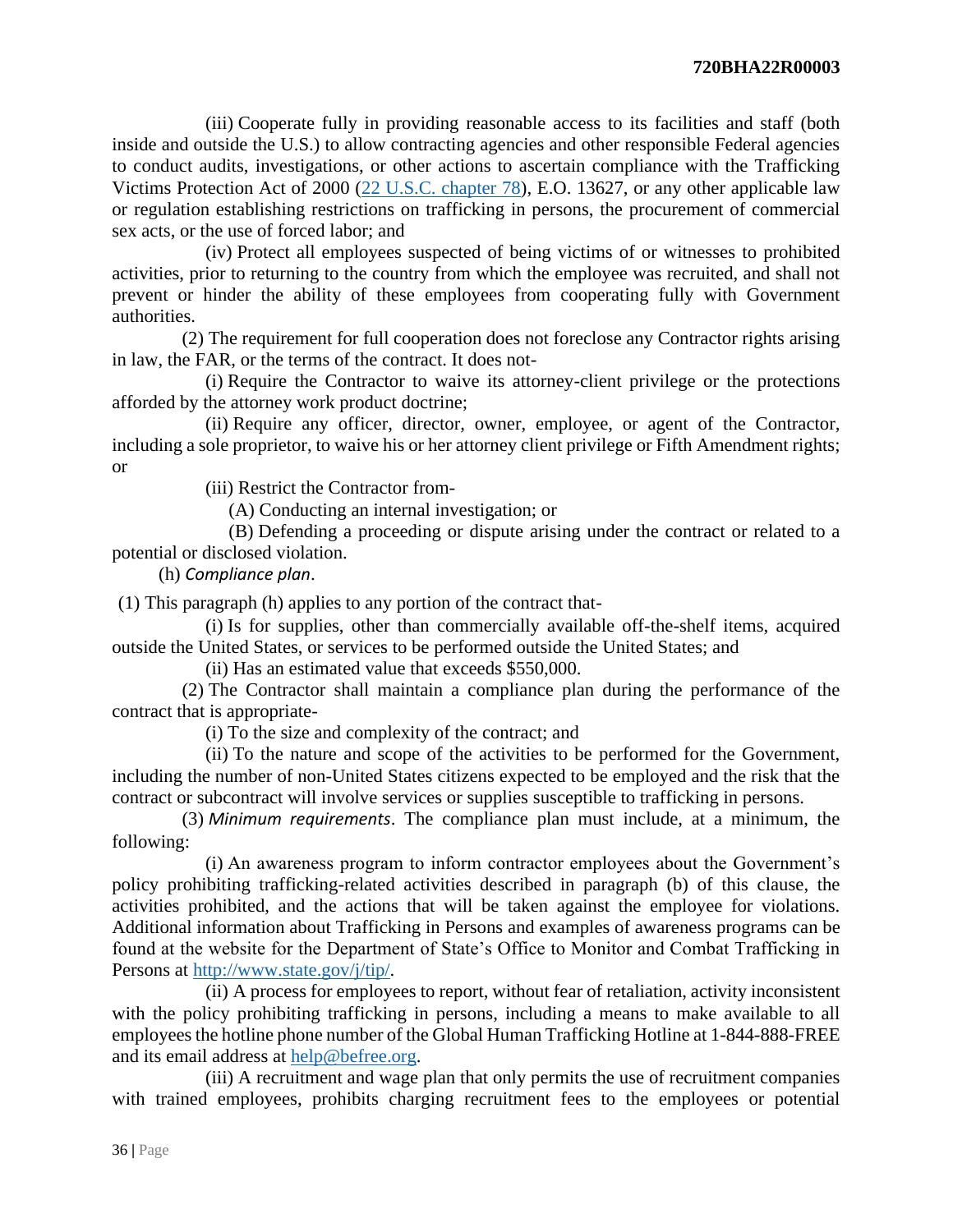(iii) Cooperate fully in providing reasonable access to its facilities and staff (both inside and outside the U.S.) to allow contracting agencies and other responsible Federal agencies to conduct audits, investigations, or other actions to ascertain compliance with the Trafficking Victims Protection Act of 2000 ([22 U.S.C. chapter 78](22 U.S.C. chapter 78)), E.O. 13627, or any other applicable law or regulation establishing restrictions on trafficking in persons, the procurement of commercial sex acts, or the use of forced labor; and

(iv) Protect all employees suspected of being victims of or witnesses to prohibited activities, prior to returning to the country from which the employee was recruited, and shall not prevent or hinder the ability of these employees from cooperating fully with Government authorities.

(2) The requirement for full cooperation does not foreclose any Contractor rights arising in law, the FAR, or the terms of the contract. It does not-

(i) Require the Contractor to waive its attorney-client privilege or the protections afforded by the attorney work product doctrine;

(ii) Require any officer, director, owner, employee, or agent of the Contractor, including a sole proprietor, to waive his or her attorney client privilege or Fifth Amendment rights; or

(iii) Restrict the Contractor from-

(A) Conducting an internal investigation; or

(B) Defending a proceeding or dispute arising under the contract or related to a potential or disclosed violation.

(h) *Compliance plan*.

(1) This paragraph (h) applies to any portion of the contract that-

(i) Is for supplies, other than commercially available off-the-shelf items, acquired outside the United States, or services to be performed outside the United States; and

(ii) Has an estimated value that exceeds $550,000.

(2) The Contractor shall maintain a compliance plan during the performance of the contract that is appropriate-

(i) To the size and complexity of the contract; and

(ii) To the nature and scope of the activities to be performed for the Government, including the number of non-United States citizens expected to be employed and the risk that the contract or subcontract will involve services or supplies susceptible to trafficking in persons.

(3) *Minimum requirements*. The compliance plan must include, at a minimum, the following:

(i) An awareness program to inform contractor employees about the Government's policy prohibiting trafficking-related activities described in paragraph (b) of this clause, the activities prohibited, and the actions that will be taken against the employee for violations. Additional information about Trafficking in Persons and examples of awareness programs can be found at the website for the Department of State's Office to Monitor and Combat Trafficking in Persons at [http://www.state.gov/j/tip/](http://www.state.gov/j/tip/).

(ii) A process for employees to report, without fear of retaliation, activity inconsistent with the policy prohibiting trafficking in persons, including a means to make available to all employees the hotline phone number of the Global Human Trafficking Hotline at 1-844-888-FREE and its email address at [help@befree.org](mailto:help@befree.org).

(iii) A recruitment and wage plan that only permits the use of recruitment companies with trained employees, prohibits charging recruitment fees to the employees or potential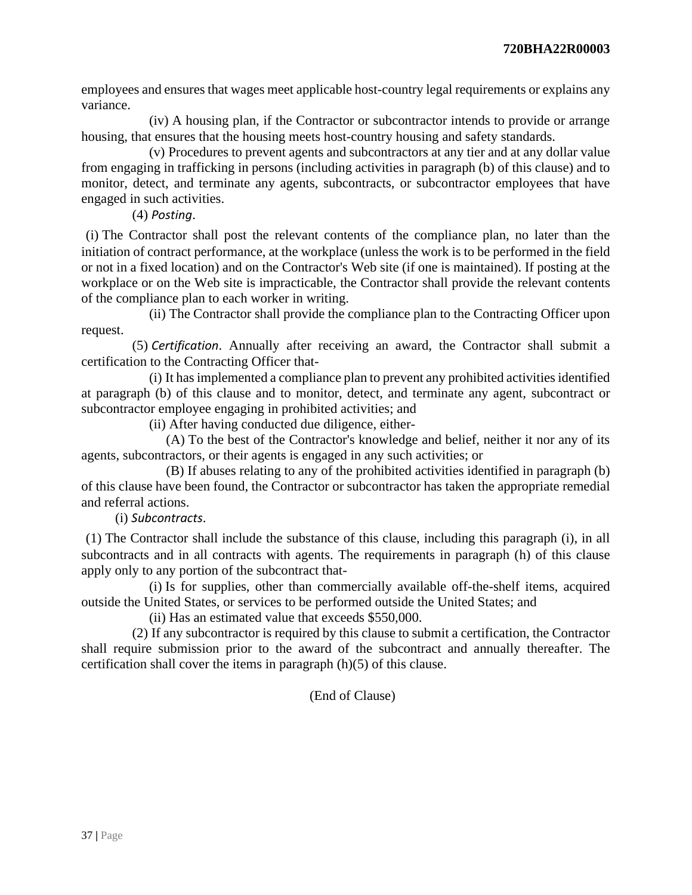employees and ensures that wages meet applicable host-country legal requirements or explains any variance.

(iv) A housing plan, if the Contractor or subcontractor intends to provide or arrange housing, that ensures that the housing meets host-country housing and safety standards.

(v) Procedures to prevent agents and subcontractors at any tier and at any dollar value from engaging in trafficking in persons (including activities in paragraph (b) of this clause) and to monitor, detect, and terminate any agents, subcontracts, or subcontractor employees that have engaged in such activities.

(4) *Posting*.

(i) The Contractor shall post the relevant contents of the compliance plan, no later than the initiation of contract performance, at the workplace (unless the work is to be performed in the field or not in a fixed location) and on the Contractor's Web site (if one is maintained). If posting at the workplace or on the Web site is impracticable, the Contractor shall provide the relevant contents of the compliance plan to each worker in writing.

(ii) The Contractor shall provide the compliance plan to the Contracting Officer upon request.

(5) *Certification*. Annually after receiving an award, the Contractor shall submit a certification to the Contracting Officer that-

(i) It has implemented a compliance plan to prevent any prohibited activities identified at paragraph (b) of this clause and to monitor, detect, and terminate any agent, subcontract or subcontractor employee engaging in prohibited activities; and

(ii) After having conducted due diligence, either-

(A) To the best of the Contractor's knowledge and belief, neither it nor any of its agents, subcontractors, or their agents is engaged in any such activities; or

(B) If abuses relating to any of the prohibited activities identified in paragraph (b) of this clause have been found, the Contractor or subcontractor has taken the appropriate remedial and referral actions.

(i) *Subcontracts*.

(1) The Contractor shall include the substance of this clause, including this paragraph (i), in all subcontracts and in all contracts with agents. The requirements in paragraph (h) of this clause apply only to any portion of the subcontract that-

(i) Is for supplies, other than commercially available off-the-shelf items, acquired outside the United States, or services to be performed outside the United States; and

(ii) Has an estimated value that exceeds $550,000.

(2) If any subcontractor is required by this clause to submit a certification, the Contractor shall require submission prior to the award of the subcontract and annually thereafter. The certification shall cover the items in paragraph (h)(5) of this clause.

(End of Clause)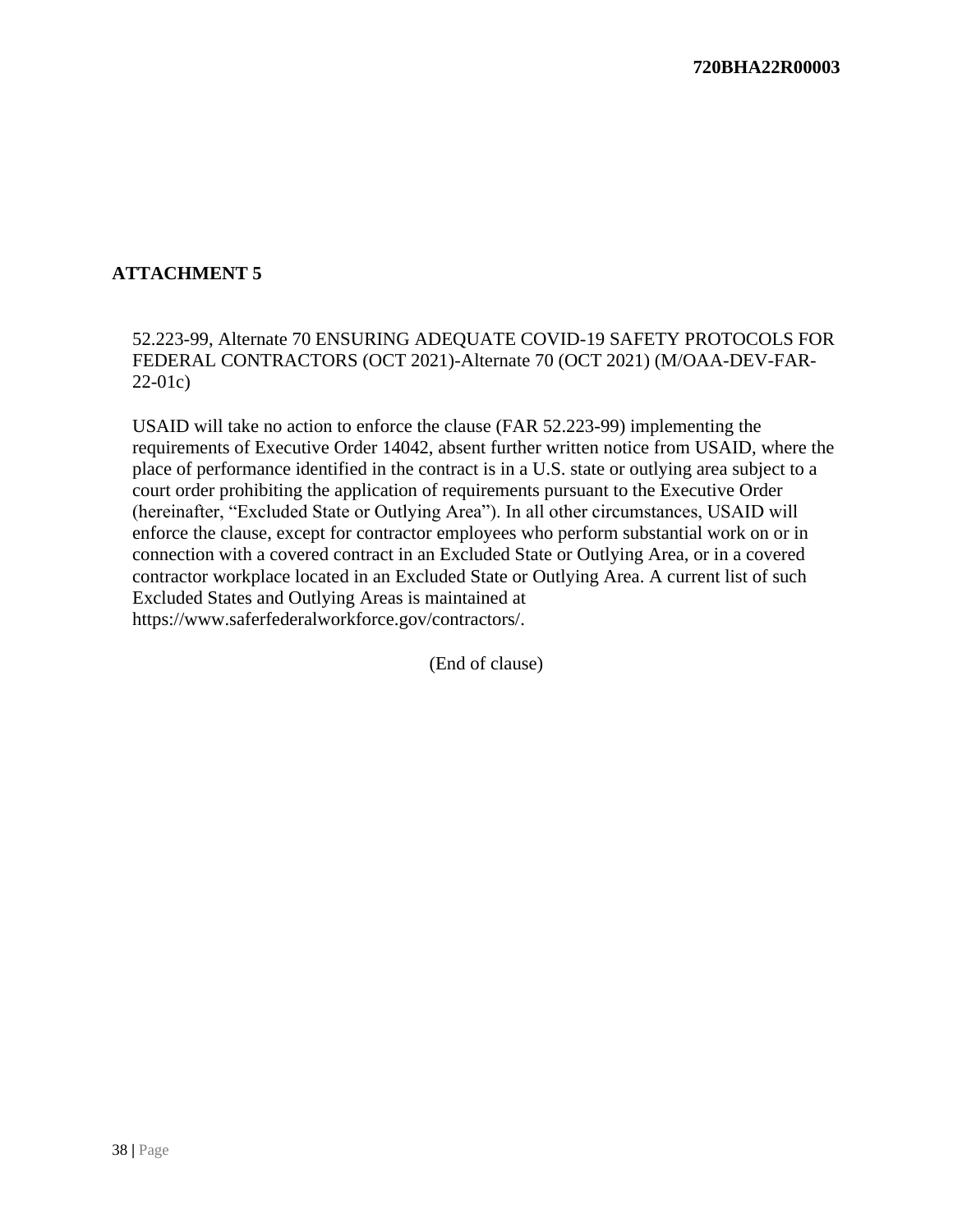## ATTACHMENT 5

52.223-99, Alternate 70 ENSURING ADEQUATE COVID-19 SAFETY PROTOCOLS FOR FEDERAL CONTRACTORS (OCT 2021)-Alternate 70 (OCT 2021) (M/OAA-DEV-FAR-22-01c)

USAID will take no action to enforce the clause (FAR 52.223-99) implementing the requirements of Executive Order 14042, absent further written notice from USAID, where the place of performance identified in the contract is in a U.S. state or outlying area subject to a court order prohibiting the application of requirements pursuant to the Executive Order (hereinafter, "Excluded State or Outlying Area"). In all other circumstances, USAID will enforce the clause, except for contractor employees who perform substantial work on or in connection with a covered contract in an Excluded State or Outlying Area, or in a covered contractor workplace located in an Excluded State or Outlying Area. A current list of such Excluded States and Outlying Areas is maintained at https://www.saferfederalworkforce.gov/contractors/.

(End of clause)